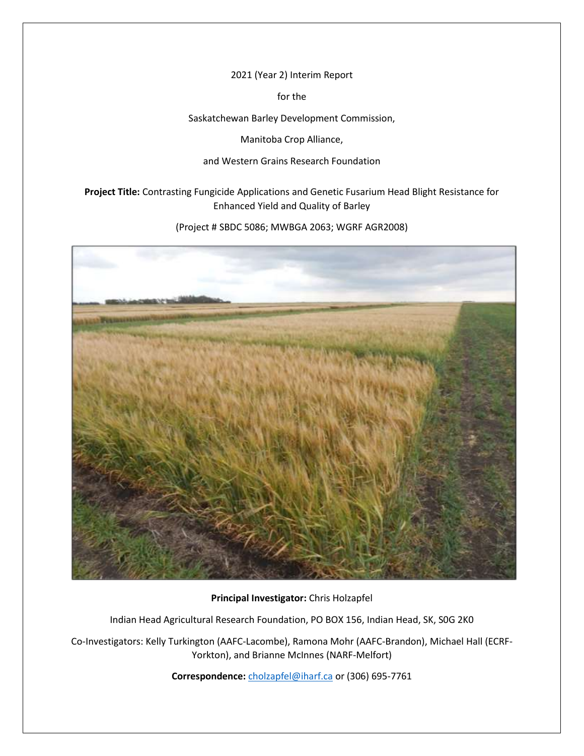2021 (Year 2) Interim Report

for the

Saskatchewan Barley Development Commission,

Manitoba Crop Alliance,

and Western Grains Research Foundation

**Project Title:** Contrasting Fungicide Applications and Genetic Fusarium Head Blight Resistance for Enhanced Yield and Quality of Barley

(Project # SBDC 5086; MWBGA 2063; WGRF AGR2008)

**Principal Investigator:** Chris Holzapfel

Indian Head Agricultural Research Foundation, PO BOX 156, Indian Head, SK, S0G 2K0

Co-Investigators: Kelly Turkington (AAFC-Lacombe), Ramona Mohr (AAFC-Brandon), Michael Hall (ECRF-Yorkton), and Brianne McInnes (NARF-Melfort)

**Correspondence:** cholzapfel@iharf.ca or (306) 695-7761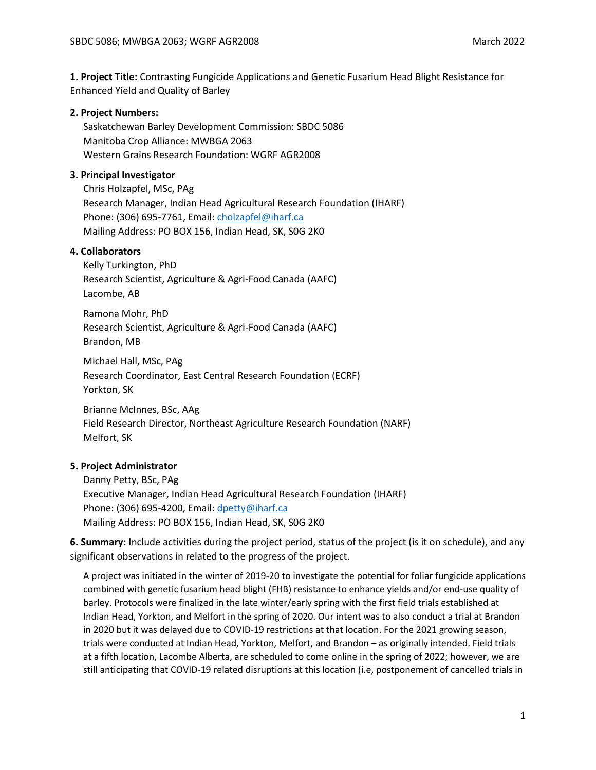**1. Project Title:** Contrasting Fungicide Applications and Genetic Fusarium Head Blight Resistance for Enhanced Yield and Quality of Barley

**2. Project Numbers:**

Saskatchewan Barley Development Commission: SBDC 5086
Manitoba Crop Alliance: MWBGA 2063
Western Grains Research Foundation: WGRF AGR2008

**3. Principal Investigator**

Chris Holzapfel, MSc, PAg
Research Manager, Indian Head Agricultural Research Foundation (IHARF)
Phone: (306) 695-7761, Email: cholzapfel@iharf.ca
Mailing Address: PO BOX 156, Indian Head, SK, S0G 2K0

**4. Collaborators**

Kelly Turkington, PhD
Research Scientist, Agriculture & Agri-Food Canada (AAFC)
Lacombe, AB

Ramona Mohr, PhD
Research Scientist, Agriculture & Agri-Food Canada (AAFC)
Brandon, MB

Michael Hall, MSc, PAg
Research Coordinator, East Central Research Foundation (ECRF)
Yorkton, SK

Brianne McInnes, BSc, AAg
Field Research Director, Northeast Agriculture Research Foundation (NARF)
Melfort, SK

**5. Project Administrator**

Danny Petty, BSc, PAg
Executive Manager, Indian Head Agricultural Research Foundation (IHARF)
Phone: (306) 695-4200, Email: dpetty@iharf.ca
Mailing Address: PO BOX 156, Indian Head, SK, S0G 2K0

**6. Summary:** Include activities during the project period, status of the project (is it on schedule), and any significant observations in related to the progress of the project.

A project was initiated in the winter of 2019-20 to investigate the potential for foliar fungicide applications combined with genetic fusarium head blight (FHB) resistance to enhance yields and/or end-use quality of barley. Protocols were finalized in the late winter/early spring with the first field trials established at Indian Head, Yorkton, and Melfort in the spring of 2020. Our intent was to also conduct a trial at Brandon in 2020 but it was delayed due to COVID-19 restrictions at that location. For the 2021 growing season, trials were conducted at Indian Head, Yorkton, Melfort, and Brandon – as originally intended. Field trials at a fifth location, Lacombe Alberta, are scheduled to come online in the spring of 2022; however, we are still anticipating that COVID-19 related disruptions at this location (i.e, postponement of cancelled trials in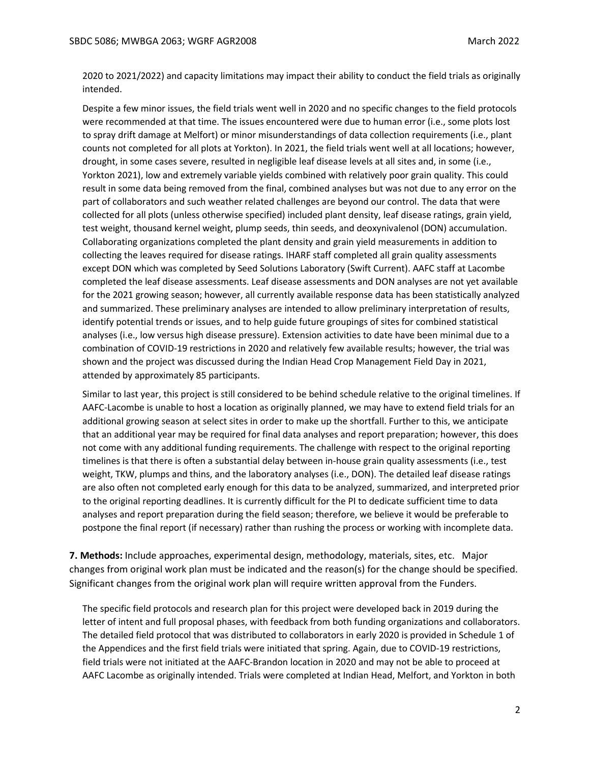2020 to 2021/2022) and capacity limitations may impact their ability to conduct the field trials as originally intended.

Despite a few minor issues, the field trials went well in 2020 and no specific changes to the field protocols were recommended at that time. The issues encountered were due to human error (i.e., some plots lost to spray drift damage at Melfort) or minor misunderstandings of data collection requirements (i.e., plant counts not completed for all plots at Yorkton). In 2021, the field trials went well at all locations; however, drought, in some cases severe, resulted in negligible leaf disease levels at all sites and, in some (i.e., Yorkton 2021), low and extremely variable yields combined with relatively poor grain quality. This could result in some data being removed from the final, combined analyses but was not due to any error on the part of collaborators and such weather related challenges are beyond our control. The data that were collected for all plots (unless otherwise specified) included plant density, leaf disease ratings, grain yield, test weight, thousand kernel weight, plump seeds, thin seeds, and deoxynivalenol (DON) accumulation. Collaborating organizations completed the plant density and grain yield measurements in addition to collecting the leaves required for disease ratings. IHARF staff completed all grain quality assessments except DON which was completed by Seed Solutions Laboratory (Swift Current). AAFC staff at Lacombe completed the leaf disease assessments. Leaf disease assessments and DON analyses are not yet available for the 2021 growing season; however, all currently available response data has been statistically analyzed and summarized. These preliminary analyses are intended to allow preliminary interpretation of results, identify potential trends or issues, and to help guide future groupings of sites for combined statistical analyses (i.e., low versus high disease pressure). Extension activities to date have been minimal due to a combination of COVID-19 restrictions in 2020 and relatively few available results; however, the trial was shown and the project was discussed during the Indian Head Crop Management Field Day in 2021, attended by approximately 85 participants.

Similar to last year, this project is still considered to be behind schedule relative to the original timelines. If AAFC-Lacombe is unable to host a location as originally planned, we may have to extend field trials for an additional growing season at select sites in order to make up the shortfall. Further to this, we anticipate that an additional year may be required for final data analyses and report preparation; however, this does not come with any additional funding requirements. The challenge with respect to the original reporting timelines is that there is often a substantial delay between in-house grain quality assessments (i.e., test weight, TKW, plumps and thins, and the laboratory analyses (i.e., DON). The detailed leaf disease ratings are also often not completed early enough for this data to be analyzed, summarized, and interpreted prior to the original reporting deadlines. It is currently difficult for the PI to dedicate sufficient time to data analyses and report preparation during the field season; therefore, we believe it would be preferable to postpone the final report (if necessary) rather than rushing the process or working with incomplete data.

**7. Methods:** Include approaches, experimental design, methodology, materials, sites, etc. Major changes from original work plan must be indicated and the reason(s) for the change should be specified. Significant changes from the original work plan will require written approval from the Funders.

The specific field protocols and research plan for this project were developed back in 2019 during the letter of intent and full proposal phases, with feedback from both funding organizations and collaborators. The detailed field protocol that was distributed to collaborators in early 2020 is provided in Schedule 1 of the Appendices and the first field trials were initiated that spring. Again, due to COVID-19 restrictions, field trials were not initiated at the AAFC-Brandon location in 2020 and may not be able to proceed at AAFC Lacombe as originally intended. Trials were completed at Indian Head, Melfort, and Yorkton in both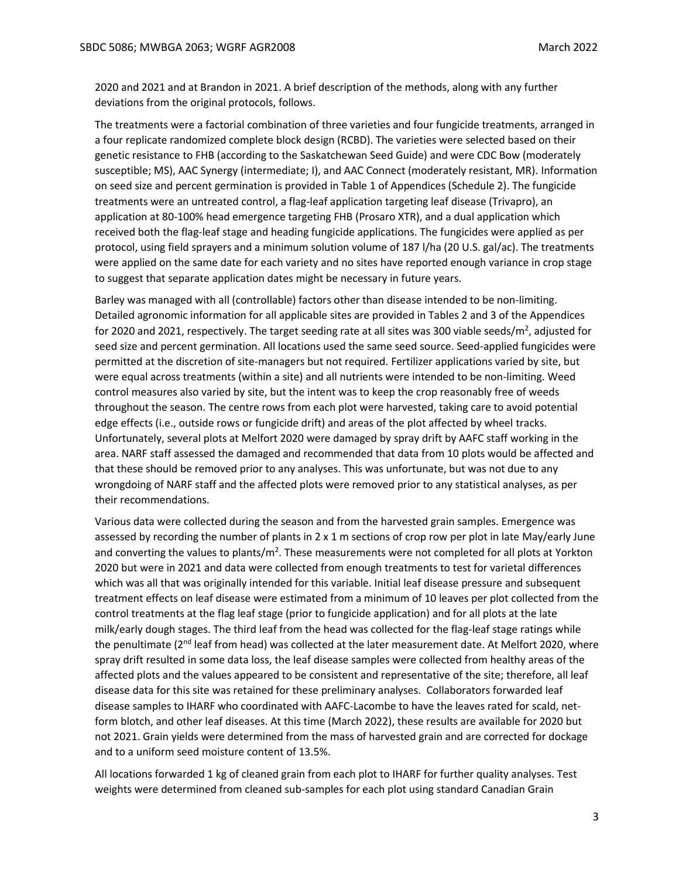2020 and 2021 and at Brandon in 2021. A brief description of the methods, along with any further deviations from the original protocols, follows.

The treatments were a factorial combination of three varieties and four fungicide treatments, arranged in a four replicate randomized complete block design (RCBD). The varieties were selected based on their genetic resistance to FHB (according to the Saskatchewan Seed Guide) and were CDC Bow (moderately susceptible; MS), AAC Synergy (intermediate; I), and AAC Connect (moderately resistant, MR). Information on seed size and percent germination is provided in Table 1 of Appendices (Schedule 2). The fungicide treatments were an untreated control, a flag-leaf application targeting leaf disease (Trivapro), an application at 80-100% head emergence targeting FHB (Prosaro XTR), and a dual application which received both the flag-leaf stage and heading fungicide applications. The fungicides were applied as per protocol, using field sprayers and a minimum solution volume of 187 l/ha (20 U.S. gal/ac). The treatments were applied on the same date for each variety and no sites have reported enough variance in crop stage to suggest that separate application dates might be necessary in future years.

Barley was managed with all (controllable) factors other than disease intended to be non-limiting. Detailed agronomic information for all applicable sites are provided in Tables 2 and 3 of the Appendices for 2020 and 2021, respectively. The target seeding rate at all sites was 300 viable seeds/m$^2$, adjusted for seed size and percent germination. All locations used the same seed source. Seed-applied fungicides were permitted at the discretion of site-managers but not required. Fertilizer applications varied by site, but were equal across treatments (within a site) and all nutrients were intended to be non-limiting. Weed control measures also varied by site, but the intent was to keep the crop reasonably free of weeds throughout the season. The centre rows from each plot were harvested, taking care to avoid potential edge effects (i.e., outside rows or fungicide drift) and areas of the plot affected by wheel tracks. Unfortunately, several plots at Melfort 2020 were damaged by spray drift by AAFC staff working in the area. NARF staff assessed the damaged and recommended that data from 10 plots would be affected and that these should be removed prior to any analyses. This was unfortunate, but was not due to any wrongdoing of NARF staff and the affected plots were removed prior to any statistical analyses, as per their recommendations.

Various data were collected during the season and from the harvested grain samples. Emergence was assessed by recording the number of plants in 2 x 1 m sections of crop row per plot in late May/early June and converting the values to plants/m$^2$. These measurements were not completed for all plots at Yorkton 2020 but were in 2021 and data were collected from enough treatments to test for varietal differences which was all that was originally intended for this variable. Initial leaf disease pressure and subsequent treatment effects on leaf disease were estimated from a minimum of 10 leaves per plot collected from the control treatments at the flag leaf stage (prior to fungicide application) and for all plots at the late milk/early dough stages. The third leaf from the head was collected for the flag-leaf stage ratings while the penultimate (2$^{nd}$ leaf from head) was collected at the later measurement date. At Melfort 2020, where spray drift resulted in some data loss, the leaf disease samples were collected from healthy areas of the affected plots and the values appeared to be consistent and representative of the site; therefore, all leaf disease data for this site was retained for these preliminary analyses. Collaborators forwarded leaf disease samples to IHARF who coordinated with AAFC-Lacombe to have the leaves rated for scald, net-form blotch, and other leaf diseases. At this time (March 2022), these results are available for 2020 but not 2021. Grain yields were determined from the mass of harvested grain and are corrected for dockage and to a uniform seed moisture content of 13.5%.

All locations forwarded 1 kg of cleaned grain from each plot to IHARF for further quality analyses. Test weights were determined from cleaned sub-samples for each plot using standard Canadian Grain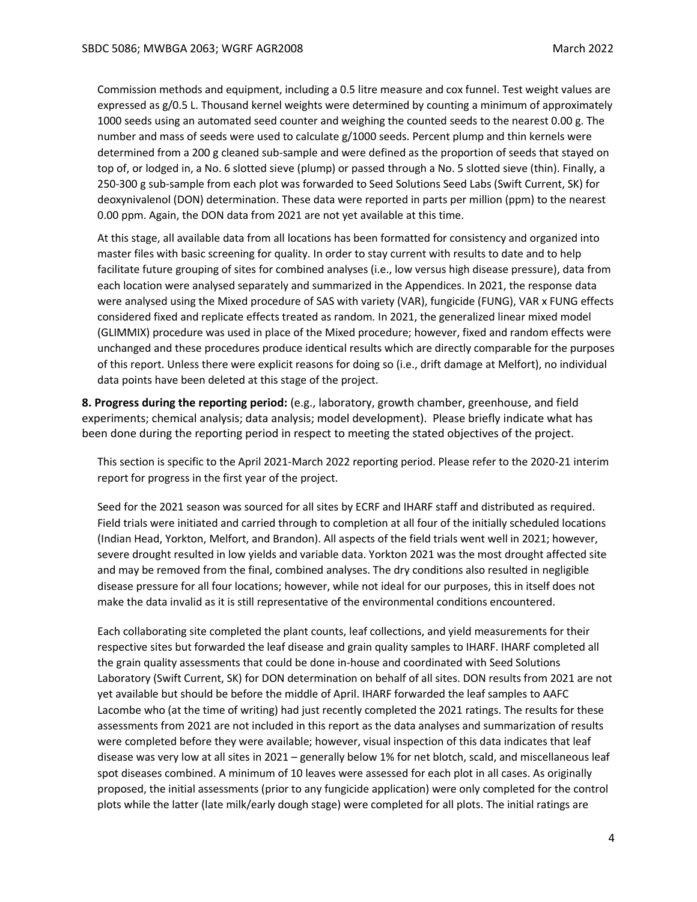Commission methods and equipment, including a 0.5 litre measure and cox funnel. Test weight values are expressed as g/0.5 L. Thousand kernel weights were determined by counting a minimum of approximately 1000 seeds using an automated seed counter and weighing the counted seeds to the nearest 0.00 g. The number and mass of seeds were used to calculate g/1000 seeds. Percent plump and thin kernels were determined from a 200 g cleaned sub-sample and were defined as the proportion of seeds that stayed on top of, or lodged in, a No. 6 slotted sieve (plump) or passed through a No. 5 slotted sieve (thin). Finally, a 250-300 g sub-sample from each plot was forwarded to Seed Solutions Seed Labs (Swift Current, SK) for deoxynivalenol (DON) determination. These data were reported in parts per million (ppm) to the nearest 0.00 ppm. Again, the DON data from 2021 are not yet available at this time.

At this stage, all available data from all locations has been formatted for consistency and organized into master files with basic screening for quality. In order to stay current with results to date and to help facilitate future grouping of sites for combined analyses (i.e., low versus high disease pressure), data from each location were analysed separately and summarized in the Appendices. In 2021, the response data were analysed using the Mixed procedure of SAS with variety (VAR), fungicide (FUNG), VAR x FUNG effects considered fixed and replicate effects treated as random. In 2021, the generalized linear mixed model (GLIMMIX) procedure was used in place of the Mixed procedure; however, fixed and random effects were unchanged and these procedures produce identical results which are directly comparable for the purposes of this report. Unless there were explicit reasons for doing so (i.e., drift damage at Melfort), no individual data points have been deleted at this stage of the project.

**8. Progress during the reporting period:** (e.g., laboratory, growth chamber, greenhouse, and field experiments; chemical analysis; data analysis; model development). Please briefly indicate what has been done during the reporting period in respect to meeting the stated objectives of the project.

This section is specific to the April 2021-March 2022 reporting period. Please refer to the 2020-21 interim report for progress in the first year of the project.

Seed for the 2021 season was sourced for all sites by ECRF and IHARF staff and distributed as required. Field trials were initiated and carried through to completion at all four of the initially scheduled locations (Indian Head, Yorkton, Melfort, and Brandon). All aspects of the field trials went well in 2021; however, severe drought resulted in low yields and variable data. Yorkton 2021 was the most drought affected site and may be removed from the final, combined analyses. The dry conditions also resulted in negligible disease pressure for all four locations; however, while not ideal for our purposes, this in itself does not make the data invalid as it is still representative of the environmental conditions encountered.

Each collaborating site completed the plant counts, leaf collections, and yield measurements for their respective sites but forwarded the leaf disease and grain quality samples to IHARF. IHARF completed all the grain quality assessments that could be done in-house and coordinated with Seed Solutions Laboratory (Swift Current, SK) for DON determination on behalf of all sites. DON results from 2021 are not yet available but should be before the middle of April. IHARF forwarded the leaf samples to AAFC Lacombe who (at the time of writing) had just recently completed the 2021 ratings. The results for these assessments from 2021 are not included in this report as the data analyses and summarization of results were completed before they were available; however, visual inspection of this data indicates that leaf disease was very low at all sites in 2021 – generally below 1% for net blotch, scald, and miscellaneous leaf spot diseases combined. A minimum of 10 leaves were assessed for each plot in all cases. As originally proposed, the initial assessments (prior to any fungicide application) were only completed for the control plots while the latter (late milk/early dough stage) were completed for all plots. The initial ratings are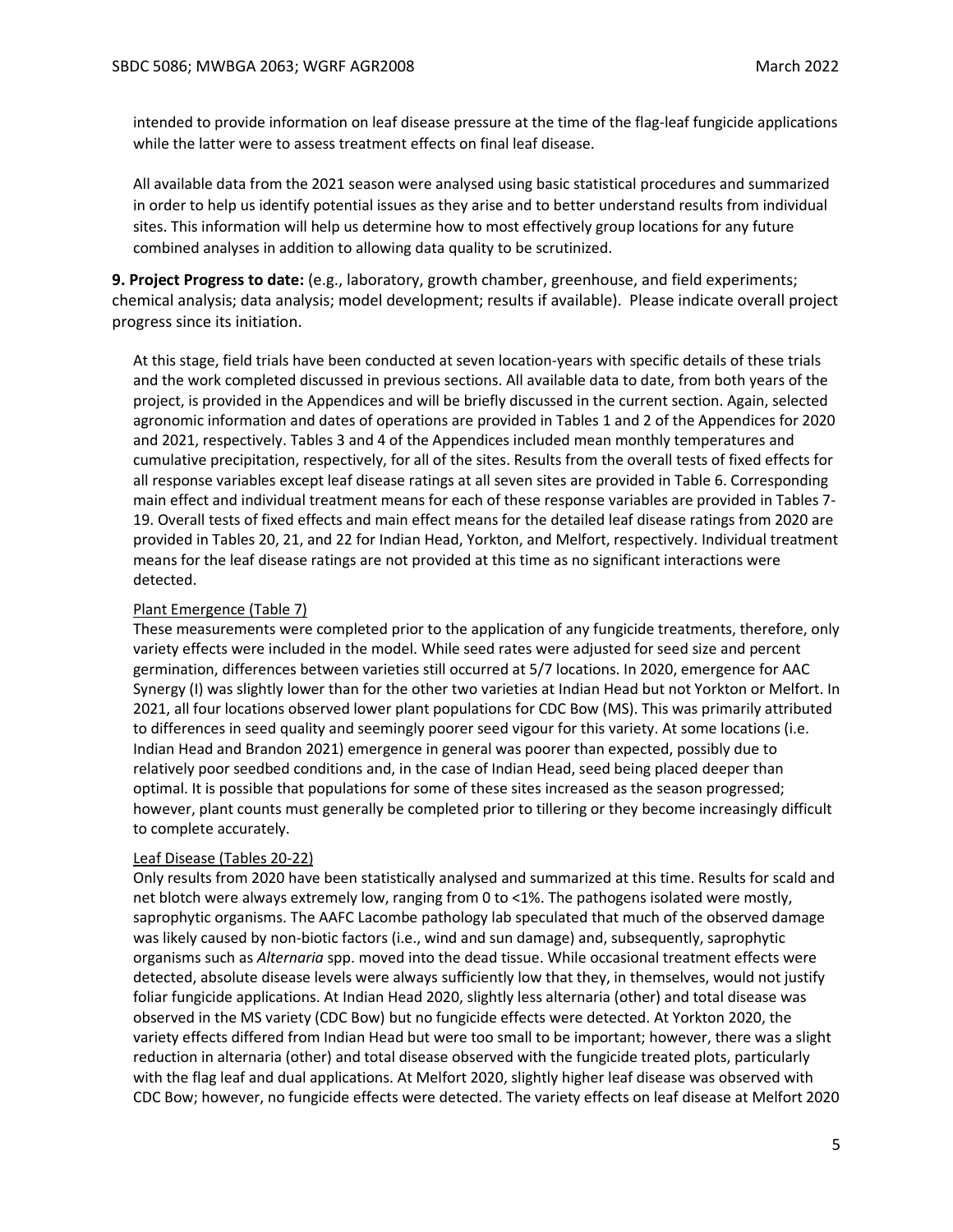intended to provide information on leaf disease pressure at the time of the flag-leaf fungicide applications while the latter were to assess treatment effects on final leaf disease.

All available data from the 2021 season were analysed using basic statistical procedures and summarized in order to help us identify potential issues as they arise and to better understand results from individual sites. This information will help us determine how to most effectively group locations for any future combined analyses in addition to allowing data quality to be scrutinized.

**9. Project Progress to date:** (e.g., laboratory, growth chamber, greenhouse, and field experiments; chemical analysis; data analysis; model development; results if available). Please indicate overall project progress since its initiation.

At this stage, field trials have been conducted at seven location-years with specific details of these trials and the work completed discussed in previous sections. All available data to date, from both years of the project, is provided in the Appendices and will be briefly discussed in the current section. Again, selected agronomic information and dates of operations are provided in Tables 1 and 2 of the Appendices for 2020 and 2021, respectively. Tables 3 and 4 of the Appendices included mean monthly temperatures and cumulative precipitation, respectively, for all of the sites. Results from the overall tests of fixed effects for all response variables except leaf disease ratings at all seven sites are provided in Table 6. Corresponding main effect and individual treatment means for each of these response variables are provided in Tables 7-19. Overall tests of fixed effects and main effect means for the detailed leaf disease ratings from 2020 are provided in Tables 20, 21, and 22 for Indian Head, Yorkton, and Melfort, respectively. Individual treatment means for the leaf disease ratings are not provided at this time as no significant interactions were detected.

Plant Emergence (Table 7)

These measurements were completed prior to the application of any fungicide treatments, therefore, only variety effects were included in the model. While seed rates were adjusted for seed size and percent germination, differences between varieties still occurred at 5/7 locations. In 2020, emergence for AAC Synergy (I) was slightly lower than for the other two varieties at Indian Head but not Yorkton or Melfort. In 2021, all four locations observed lower plant populations for CDC Bow (MS). This was primarily attributed to differences in seed quality and seemingly poorer seed vigour for this variety. At some locations (i.e. Indian Head and Brandon 2021) emergence in general was poorer than expected, possibly due to relatively poor seedbed conditions and, in the case of Indian Head, seed being placed deeper than optimal. It is possible that populations for some of these sites increased as the season progressed; however, plant counts must generally be completed prior to tillering or they become increasingly difficult to complete accurately.

Leaf Disease (Tables 20-22)

Only results from 2020 have been statistically analysed and summarized at this time. Results for scald and net blotch were always extremely low, ranging from 0 to <1%. The pathogens isolated were mostly, saprophytic organisms. The AAFC Lacombe pathology lab speculated that much of the observed damage was likely caused by non-biotic factors (i.e., wind and sun damage) and, subsequently, saprophytic organisms such as *Alternaria* spp. moved into the dead tissue. While occasional treatment effects were detected, absolute disease levels were always sufficiently low that they, in themselves, would not justify foliar fungicide applications. At Indian Head 2020, slightly less alternaria (other) and total disease was observed in the MS variety (CDC Bow) but no fungicide effects were detected. At Yorkton 2020, the variety effects differed from Indian Head but were too small to be important; however, there was a slight reduction in alternaria (other) and total disease observed with the fungicide treated plots, particularly with the flag leaf and dual applications. At Melfort 2020, slightly higher leaf disease was observed with CDC Bow; however, no fungicide effects were detected. The variety effects on leaf disease at Melfort 2020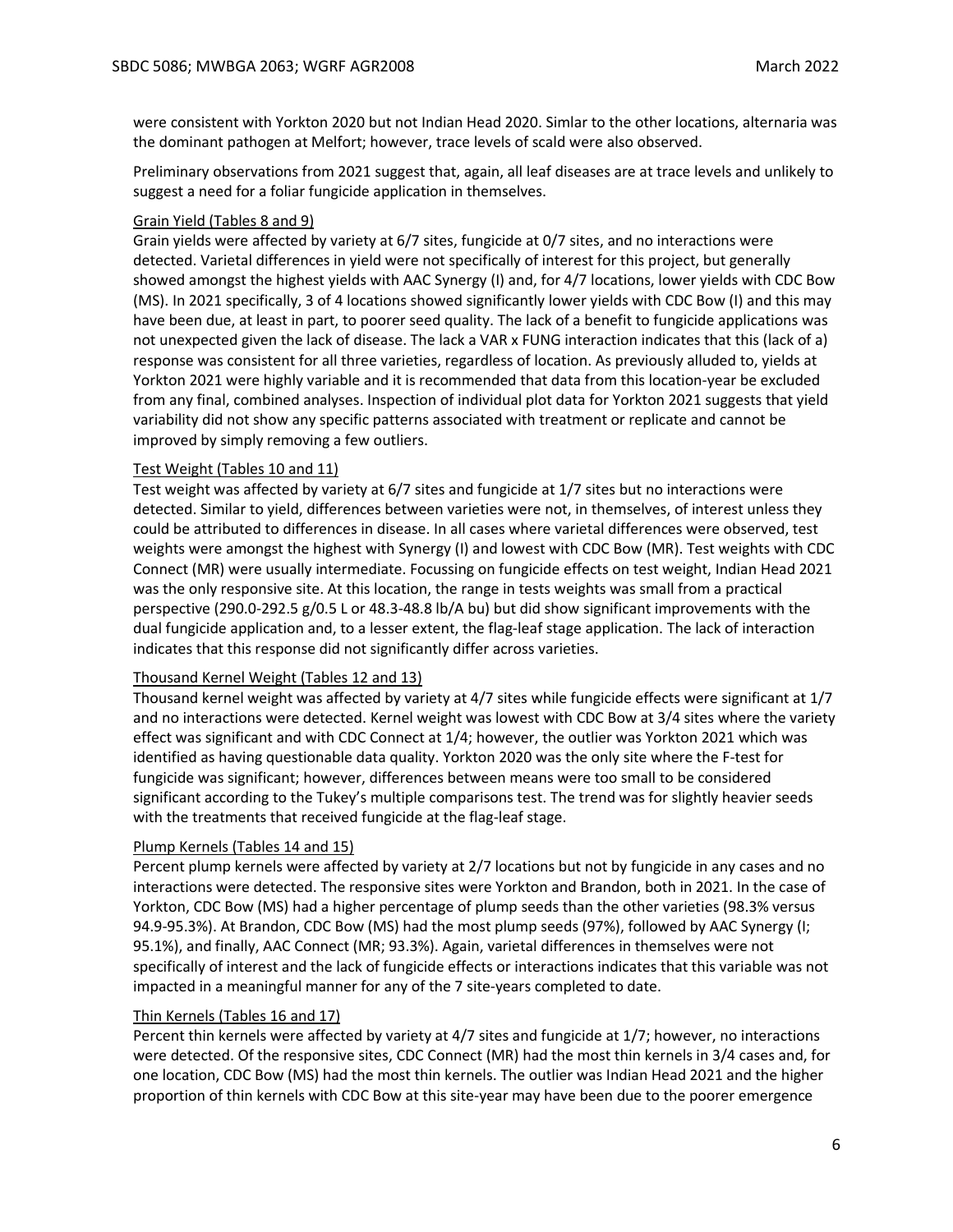were consistent with Yorkton 2020 but not Indian Head 2020. Simlar to the other locations, alternaria was the dominant pathogen at Melfort; however, trace levels of scald were also observed.

Preliminary observations from 2021 suggest that, again, all leaf diseases are at trace levels and unlikely to suggest a need for a foliar fungicide application in themselves.

Grain Yield (Tables 8 and 9)

Grain yields were affected by variety at 6/7 sites, fungicide at 0/7 sites, and no interactions were detected. Varietal differences in yield were not specifically of interest for this project, but generally showed amongst the highest yields with AAC Synergy (I) and, for 4/7 locations, lower yields with CDC Bow (MS). In 2021 specifically, 3 of 4 locations showed significantly lower yields with CDC Bow (I) and this may have been due, at least in part, to poorer seed quality. The lack of a benefit to fungicide applications was not unexpected given the lack of disease. The lack a VAR x FUNG interaction indicates that this (lack of a) response was consistent for all three varieties, regardless of location. As previously alluded to, yields at Yorkton 2021 were highly variable and it is recommended that data from this location-year be excluded from any final, combined analyses. Inspection of individual plot data for Yorkton 2021 suggests that yield variability did not show any specific patterns associated with treatment or replicate and cannot be improved by simply removing a few outliers.

Test Weight (Tables 10 and 11)

Test weight was affected by variety at 6/7 sites and fungicide at 1/7 sites but no interactions were detected. Similar to yield, differences between varieties were not, in themselves, of interest unless they could be attributed to differences in disease. In all cases where varietal differences were observed, test weights were amongst the highest with Synergy (I) and lowest with CDC Bow (MR). Test weights with CDC Connect (MR) were usually intermediate. Focussing on fungicide effects on test weight, Indian Head 2021 was the only responsive site. At this location, the range in tests weights was small from a practical perspective (290.0-292.5 g/0.5 L or 48.3-48.8 lb/A bu) but did show significant improvements with the dual fungicide application and, to a lesser extent, the flag-leaf stage application. The lack of interaction indicates that this response did not significantly differ across varieties.

Thousand Kernel Weight (Tables 12 and 13)

Thousand kernel weight was affected by variety at 4/7 sites while fungicide effects were significant at 1/7 and no interactions were detected. Kernel weight was lowest with CDC Bow at 3/4 sites where the variety effect was significant and with CDC Connect at 1/4; however, the outlier was Yorkton 2021 which was identified as having questionable data quality. Yorkton 2020 was the only site where the F-test for fungicide was significant; however, differences between means were too small to be considered significant according to the Tukey's multiple comparisons test. The trend was for slightly heavier seeds with the treatments that received fungicide at the flag-leaf stage.

Plump Kernels (Tables 14 and 15)

Percent plump kernels were affected by variety at 2/7 locations but not by fungicide in any cases and no interactions were detected. The responsive sites were Yorkton and Brandon, both in 2021. In the case of Yorkton, CDC Bow (MS) had a higher percentage of plump seeds than the other varieties (98.3% versus 94.9-95.3%). At Brandon, CDC Bow (MS) had the most plump seeds (97%), followed by AAC Synergy (I; 95.1%), and finally, AAC Connect (MR; 93.3%). Again, varietal differences in themselves were not specifically of interest and the lack of fungicide effects or interactions indicates that this variable was not impacted in a meaningful manner for any of the 7 site-years completed to date.

Thin Kernels (Tables 16 and 17)

Percent thin kernels were affected by variety at 4/7 sites and fungicide at 1/7; however, no interactions were detected. Of the responsive sites, CDC Connect (MR) had the most thin kernels in 3/4 cases and, for one location, CDC Bow (MS) had the most thin kernels. The outlier was Indian Head 2021 and the higher proportion of thin kernels with CDC Bow at this site-year may have been due to the poorer emergence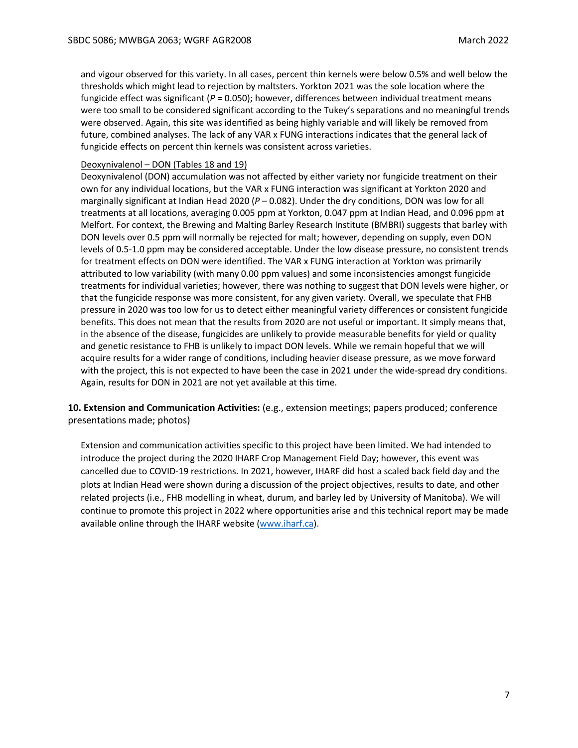and vigour observed for this variety. In all cases, percent thin kernels were below 0.5% and well below the thresholds which might lead to rejection by maltsters. Yorkton 2021 was the sole location where the fungicide effect was significant (*P* = 0.050); however, differences between individual treatment means were too small to be considered significant according to the Tukey's separations and no meaningful trends were observed. Again, this site was identified as being highly variable and will likely be removed from future, combined analyses. The lack of any VAR x FUNG interactions indicates that the general lack of fungicide effects on percent thin kernels was consistent across varieties.

<u>Deoxynivalenol – DON (Tables 18 and 19)</u>

Deoxynivalenol (DON) accumulation was not affected by either variety nor fungicide treatment on their own for any individual locations, but the VAR x FUNG interaction was significant at Yorkton 2020 and marginally significant at Indian Head 2020 (*P* – 0.082). Under the dry conditions, DON was low for all treatments at all locations, averaging 0.005 ppm at Yorkton, 0.047 ppm at Indian Head, and 0.096 ppm at Melfort. For context, the Brewing and Malting Barley Research Institute (BMBRI) suggests that barley with DON levels over 0.5 ppm will normally be rejected for malt; however, depending on supply, even DON levels of 0.5-1.0 ppm may be considered acceptable. Under the low disease pressure, no consistent trends for treatment effects on DON were identified. The VAR x FUNG interaction at Yorkton was primarily attributed to low variability (with many 0.00 ppm values) and some inconsistencies amongst fungicide treatments for individual varieties; however, there was nothing to suggest that DON levels were higher, or that the fungicide response was more consistent, for any given variety. Overall, we speculate that FHB pressure in 2020 was too low for us to detect either meaningful variety differences or consistent fungicide benefits. This does not mean that the results from 2020 are not useful or important. It simply means that, in the absence of the disease, fungicides are unlikely to provide measurable benefits for yield or quality and genetic resistance to FHB is unlikely to impact DON levels. While we remain hopeful that we will acquire results for a wider range of conditions, including heavier disease pressure, as we move forward with the project, this is not expected to have been the case in 2021 under the wide-spread dry conditions. Again, results for DON in 2021 are not yet available at this time.

**10. Extension and Communication Activities:** (e.g., extension meetings; papers produced; conference presentations made; photos)

Extension and communication activities specific to this project have been limited. We had intended to introduce the project during the 2020 IHARF Crop Management Field Day; however, this event was cancelled due to COVID-19 restrictions. In 2021, however, IHARF did host a scaled back field day and the plots at Indian Head were shown during a discussion of the project objectives, results to date, and other related projects (i.e., FHB modelling in wheat, durum, and barley led by University of Manitoba). We will continue to promote this project in 2022 where opportunities arise and this technical report may be made available online through the IHARF website ([www.iharf.ca](www.iharf.ca)).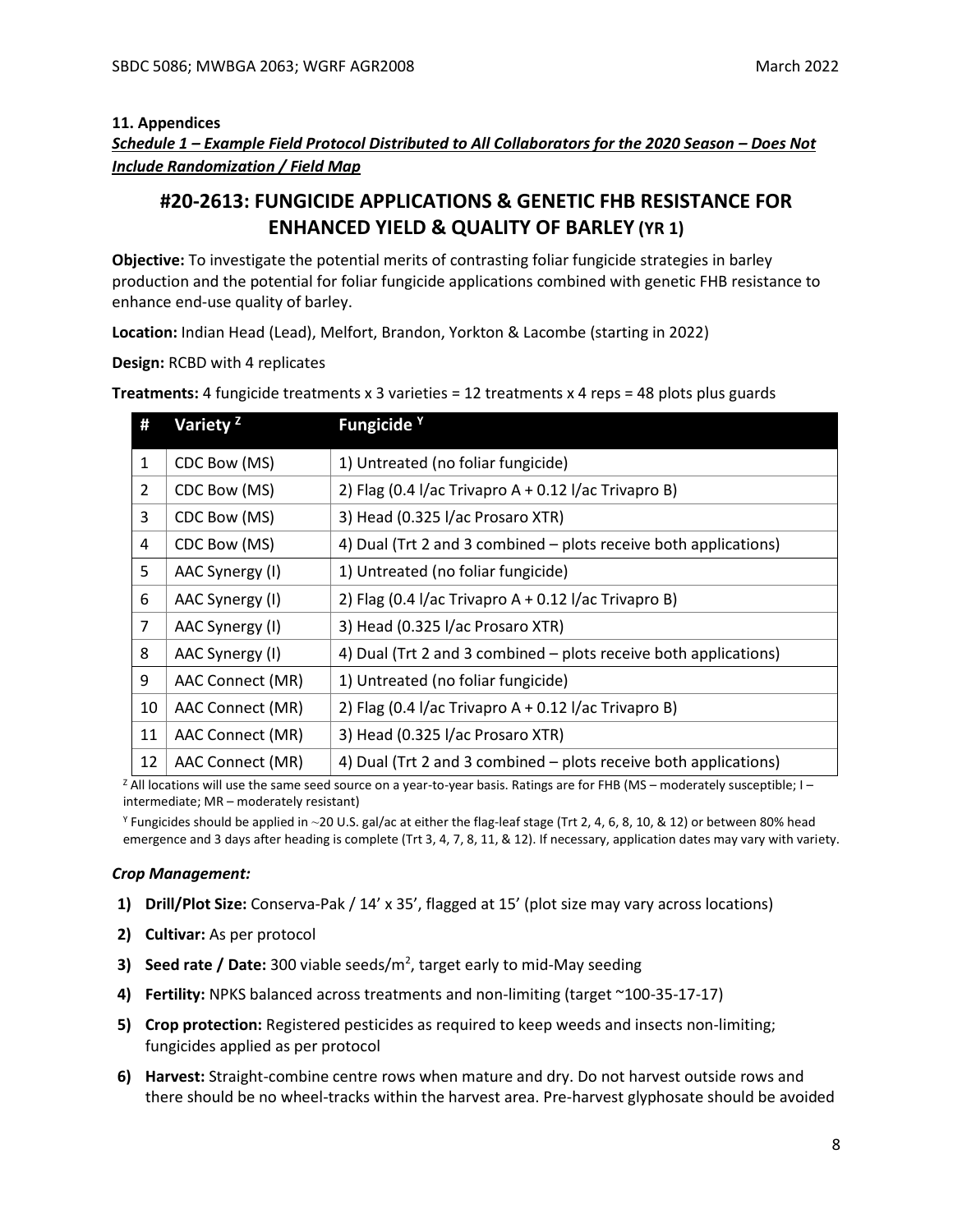## 11. Appendices

***Schedule 1 – Example Field Protocol Distributed to All Collaborators for the 2020 Season – Does Not Include Randomization / Field Map***

# #20-2613: FUNGICIDE APPLICATIONS & GENETIC FHB RESISTANCE FOR ENHANCED YIELD & QUALITY OF BARLEY (YR 1)

**Objective:** To investigate the potential merits of contrasting foliar fungicide strategies in barley production and the potential for foliar fungicide applications combined with genetic FHB resistance to enhance end-use quality of barley.

**Location:** Indian Head (Lead), Melfort, Brandon, Yorkton & Lacombe (starting in 2022)

**Design:** RCBD with 4 replicates

**Treatments:** 4 fungicide treatments x 3 varieties = 12 treatments x 4 reps = 48 plots plus guards

| # | Variety [Z] | Fungicide [Y] |
|---|---|---|
| 1 | CDC Bow (MS) | 1) Untreated (no foliar fungicide) |
| 2 | CDC Bow (MS) | 2) Flag (0.4 l/ac Trivapro A + 0.12 l/ac Trivapro B) |
| 3 | CDC Bow (MS) | 3) Head (0.325 l/ac Prosaro XTR) |
| 4 | CDC Bow (MS) | 4) Dual (Trt 2 and 3 combined – plots receive both applications) |
| 5 | AAC Synergy (I) | 1) Untreated (no foliar fungicide) |
| 6 | AAC Synergy (I) | 2) Flag (0.4 l/ac Trivapro A + 0.12 l/ac Trivapro B) |
| 7 | AAC Synergy (I) | 3) Head (0.325 l/ac Prosaro XTR) |
| 8 | AAC Synergy (I) | 4) Dual (Trt 2 and 3 combined – plots receive both applications) |
| 9 | AAC Connect (MR) | 1) Untreated (no foliar fungicide) |
| 10 | AAC Connect (MR) | 2) Flag (0.4 l/ac Trivapro A + 0.12 l/ac Trivapro B) |
| 11 | AAC Connect (MR) | 3) Head (0.325 l/ac Prosaro XTR) |
| 12 | AAC Connect (MR) | 4) Dual (Trt 2 and 3 combined – plots receive both applications) |

[Z] All locations will use the same seed source on a year-to-year basis. Ratings are for FHB (MS – moderately susceptible; I – intermediate; MR – moderately resistant)

[Y] Fungicides should be applied in ~20 U.S. gal/ac at either the flag-leaf stage (Trt 2, 4, 6, 8, 10, & 12) or between 80% head emergence and 3 days after heading is complete (Trt 3, 4, 7, 8, 11, & 12). If necessary, application dates may vary with variety.

### *Crop Management:*

1) **Drill/Plot Size:** Conserva-Pak / 14' x 35', flagged at 15' (plot size may vary across locations)
2) **Cultivar:** As per protocol
3) **Seed rate / Date:** 300 viable seeds/m$^2$, target early to mid-May seeding
4) **Fertility:** NPKS balanced across treatments and non-limiting (target ~100-35-17-17)
5) **Crop protection:** Registered pesticides as required to keep weeds and insects non-limiting; fungicides applied as per protocol
6) **Harvest:** Straight-combine centre rows when mature and dry. Do not harvest outside rows and there should be no wheel-tracks within the harvest area. Pre-harvest glyphosate should be avoided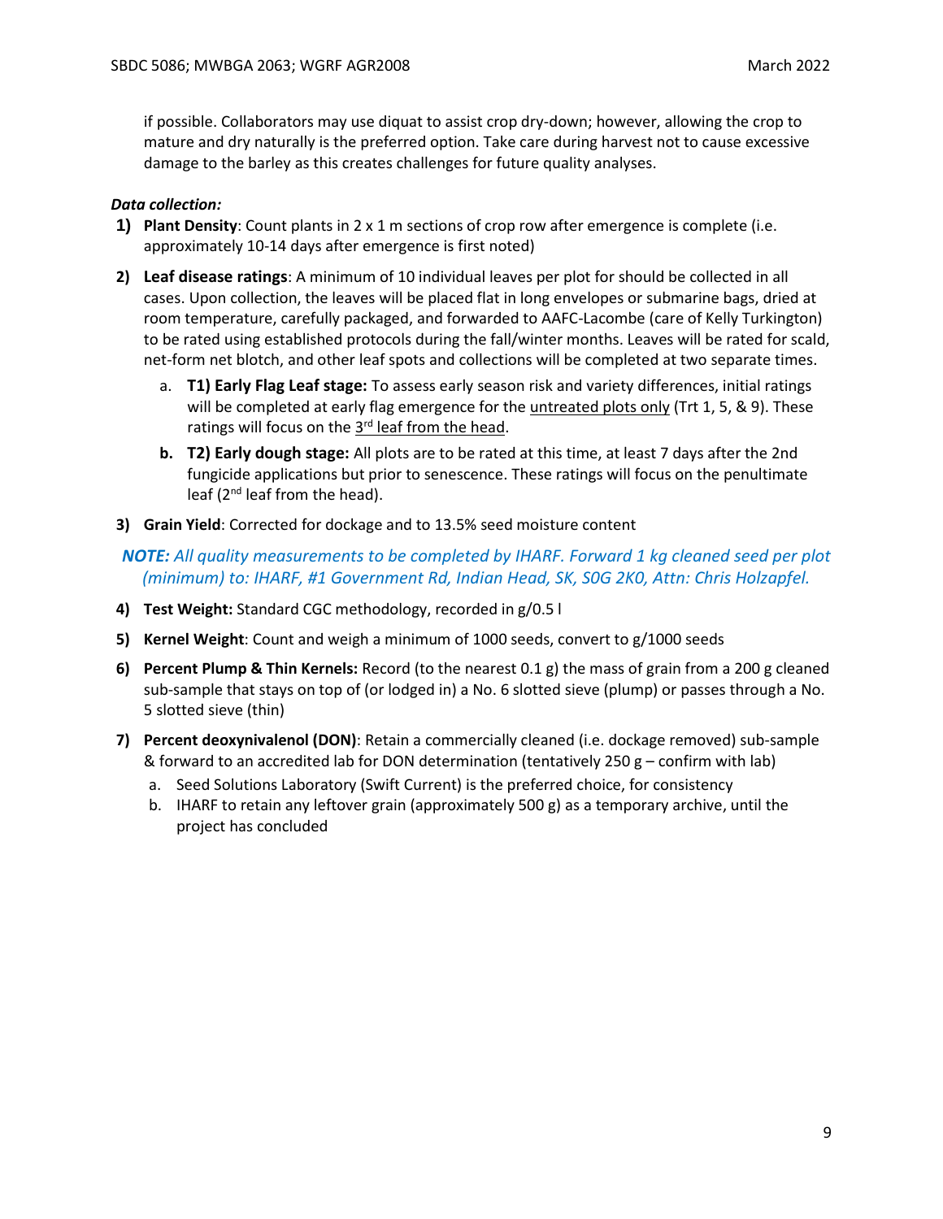if possible. Collaborators may use diquat to assist crop dry-down; however, allowing the crop to mature and dry naturally is the preferred option. Take care during harvest not to cause excessive damage to the barley as this creates challenges for future quality analyses.

***Data collection:***

1) **Plant Density**: Count plants in 2 x 1 m sections of crop row after emergence is complete (i.e. approximately 10-14 days after emergence is first noted)
2) **Leaf disease ratings**: A minimum of 10 individual leaves per plot for should be collected in all cases. Upon collection, the leaves will be placed flat in long envelopes or submarine bags, dried at room temperature, carefully packaged, and forwarded to AAFC-Lacombe (care of Kelly Turkington) to be rated using established protocols during the fall/winter months. Leaves will be rated for scald, net-form net blotch, and other leaf spots and collections will be completed at two separate times.
    a. **T1) Early Flag Leaf stage:** To assess early season risk and variety differences, initial ratings will be completed at early flag emergence for the untreated plots only (Trt 1, 5, & 9). These ratings will focus on the 3rd leaf from the head.
    b. **T2) Early dough stage:** All plots are to be rated at this time, at least 7 days after the 2nd fungicide applications but prior to senescence. These ratings will focus on the penultimate leaf (2nd leaf from the head).
3) **Grain Yield**: Corrected for dockage and to 13.5% seed moisture content

***NOTE:*** *All quality measurements to be completed by IHARF. Forward 1 kg cleaned seed per plot (minimum) to: IHARF, #1 Government Rd, Indian Head, SK, S0G 2K0, Attn: Chris Holzapfel.*

4) **Test Weight:** Standard CGC methodology, recorded in g/0.5 l
5) **Kernel Weight**: Count and weigh a minimum of 1000 seeds, convert to g/1000 seeds
6) **Percent Plump & Thin Kernels:** Record (to the nearest 0.1 g) the mass of grain from a 200 g cleaned sub-sample that stays on top of (or lodged in) a No. 6 slotted sieve (plump) or passes through a No. 5 slotted sieve (thin)
7) **Percent deoxynivalenol (DON)**: Retain a commercially cleaned (i.e. dockage removed) sub-sample & forward to an accredited lab for DON determination (tentatively 250 g – confirm with lab)
    a. Seed Solutions Laboratory (Swift Current) is the preferred choice, for consistency
    b. IHARF to retain any leftover grain (approximately 500 g) as a temporary archive, until the project has concluded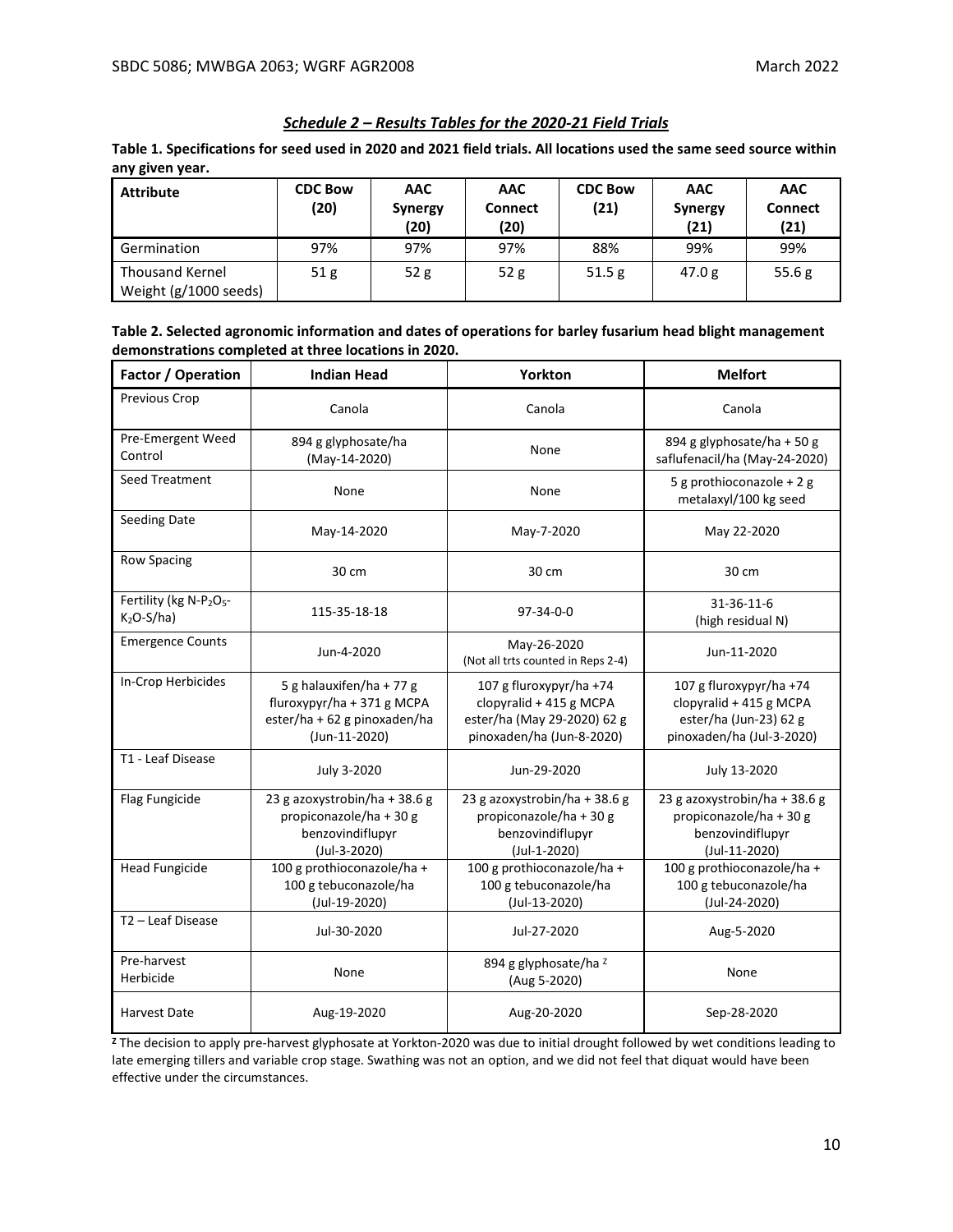## *Schedule 2 – Results Tables for the 2020-21 Field Trials*

**Table 1. Specifications for seed used in 2020 and 2021 field trials. All locations used the same seed source within any given year.**

| Attribute | CDC Bow (20) | AAC Synergy (20) | AAC Connect (20) | CDC Bow (21) | AAC Synergy (21) | AAC Connect (21) |
|---|---|---|---|---|---|---|
| Germination | 97% | 97% | 97% | 88% | 99% | 99% |
| Thousand Kernel Weight (g/1000 seeds) | 51 g | 52 g | 52 g | 51.5 g | 47.0 g | 55.6 g |

**Table 2. Selected agronomic information and dates of operations for barley fusarium head blight management demonstrations completed at three locations in 2020.**

| Factor / Operation | Indian Head | Yorkton | Melfort |
|---|---|---|---|
| Previous Crop | Canola | Canola | Canola |
| Pre-Emergent Weed Control | 894 g glyphosate/ha (May-14-2020) | None | 894 g glyphosate/ha + 50 g saflufenacil/ha (May-24-2020) |
| Seed Treatment | None | None | 5 g prothioconazole + 2 g metalaxyl/100 kg seed |
| Seeding Date | May-14-2020 | May-7-2020 | May 22-2020 |
| Row Spacing | 30 cm | 30 cm | 30 cm |
| Fertility (kg N-$P_2O_5$-$K_2O$-S/ha) | 115-35-18-18 | 97-34-0-0 | 31-36-11-6 (high residual N) |
| Emergence Counts | Jun-4-2020 | May-26-2020 (Not all trts counted in Reps 2-4) | Jun-11-2020 |
| In-Crop Herbicides | 5 g halauxifen/ha + 77 g fluroxypyr/ha + 371 g MCPA ester/ha + 62 g pinoxaden/ha (Jun-11-2020) | 107 g fluroxypyr/ha +74 clopyralid + 415 g MCPA ester/ha (May 29-2020) 62 g pinoxaden/ha (Jun-8-2020) | 107 g fluroxypyr/ha +74 clopyralid + 415 g MCPA ester/ha (Jun-23) 62 g pinoxaden/ha (Jul-3-2020) |
| T1 - Leaf Disease | July 3-2020 | Jun-29-2020 | July 13-2020 |
| Flag Fungicide | 23 g azoxystrobin/ha + 38.6 g propiconazole/ha + 30 g benzovindiflupyr (Jul-3-2020) | 23 g azoxystrobin/ha + 38.6 g propiconazole/ha + 30 g benzovindiflupyr (Jul-1-2020) | 23 g azoxystrobin/ha + 38.6 g propiconazole/ha + 30 g benzovindiflupyr (Jul-11-2020) |
| Head Fungicide | 100 g prothioconazole/ha + 100 g tebuconazole/ha (Jul-19-2020) | 100 g prothioconazole/ha + 100 g tebuconazole/ha (Jul-13-2020) | 100 g prothioconazole/ha + 100 g tebuconazole/ha (Jul-24-2020) |
| T2 – Leaf Disease | Jul-30-2020 | Jul-27-2020 | Aug-5-2020 |
| Pre-harvest Herbicide | None | 894 g glyphosate/ha [Z] (Aug 5-2020) | None |
| Harvest Date | Aug-19-2020 | Aug-20-2020 | Sep-28-2020 |

[Z] The decision to apply pre-harvest glyphosate at Yorkton-2020 was due to initial drought followed by wet conditions leading to late emerging tillers and variable crop stage. Swathing was not an option, and we did not feel that diquat would have been effective under the circumstances.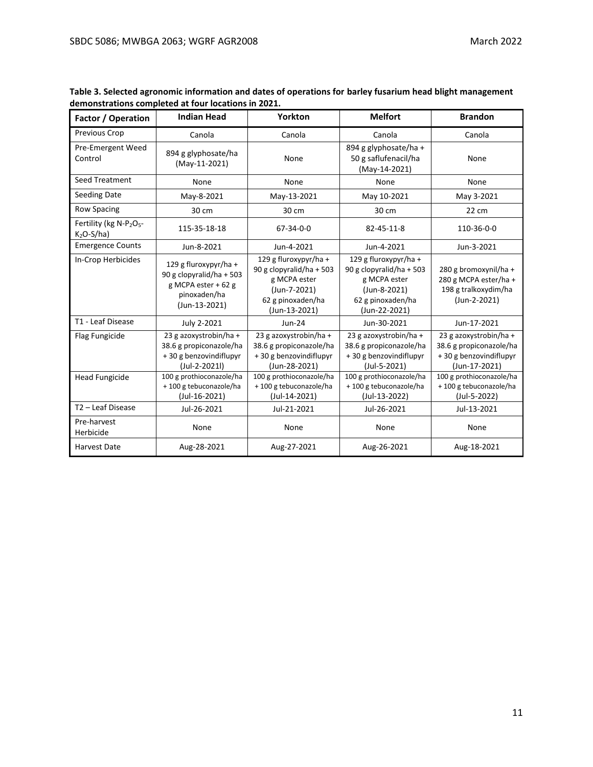**Table 3. Selected agronomic information and dates of operations for barley fusarium head blight management demonstrations completed at four locations in 2021.**

| Factor / Operation | Indian Head | Yorkton | Melfort | Brandon |
|---|---|---|---|---|
| Previous Crop | Canola | Canola | Canola | Canola |
| Pre-Emergent Weed Control | 894 g glyphosate/ha (May-11-2021) | None | 894 g glyphosate/ha + 50 g saflufenacil/ha (May-14-2021) | None |
| Seed Treatment | None | None | None | None |
| Seeding Date | May-8-2021 | May-13-2021 | May 10-2021 | May 3-2021 |
| Row Spacing | 30 cm | 30 cm | 30 cm | 22 cm |
| Fertility (kg N-$P_2O_5$-$K_2O$-S/ha) | 115-35-18-18 | 67-34-0-0 | 82-45-11-8 | 110-36-0-0 |
| Emergence Counts | Jun-8-2021 | Jun-4-2021 | Jun-4-2021 | Jun-3-2021 |
| In-Crop Herbicides | 129 g fluroxypyr/ha + 90 g clopyralid/ha + 503 g MCPA ester + 62 g pinoxaden/ha (Jun-13-2021) | 129 g fluroxypyr/ha + 90 g clopyralid/ha + 503 g MCPA ester (Jun-7-2021) 62 g pinoxaden/ha (Jun-13-2021) | 129 g fluroxypyr/ha + 90 g clopyralid/ha + 503 g MCPA ester (Jun-8-2021) 62 g pinoxaden/ha (Jun-22-2021) | 280 g bromoxynil/ha + 280 g MCPA ester/ha + 198 g tralkoxydim/ha (Jun-2-2021) |
| T1 - Leaf Disease | July 2-2021 | Jun-24 | Jun-30-2021 | Jun-17-2021 |
| Flag Fungicide | 23 g azoxystrobin/ha + 38.6 g propiconazole/ha + 30 g benzovindiflupyr (Jul-2-2021l) | 23 g azoxystrobin/ha + 38.6 g propiconazole/ha + 30 g benzovindiflupyr (Jun-28-2021) | 23 g azoxystrobin/ha + 38.6 g propiconazole/ha + 30 g benzovindiflupyr (Jul-5-2021) | 23 g azoxystrobin/ha + 38.6 g propiconazole/ha + 30 g benzovindiflupyr (Jun-17-2021) |
| Head Fungicide | 100 g prothioconazole/ha + 100 g tebuconazole/ha (Jul-16-2021) | 100 g prothioconazole/ha + 100 g tebuconazole/ha (Jul-14-2021) | 100 g prothioconazole/ha + 100 g tebuconazole/ha (Jul-13-2022) | 100 g prothioconazole/ha + 100 g tebuconazole/ha (Jul-5-2022) |
| T2 – Leaf Disease | Jul-26-2021 | Jul-21-2021 | Jul-26-2021 | Jul-13-2021 |
| Pre-harvest Herbicide | None | None | None | None |
| Harvest Date | Aug-28-2021 | Aug-27-2021 | Aug-26-2021 | Aug-18-2021 |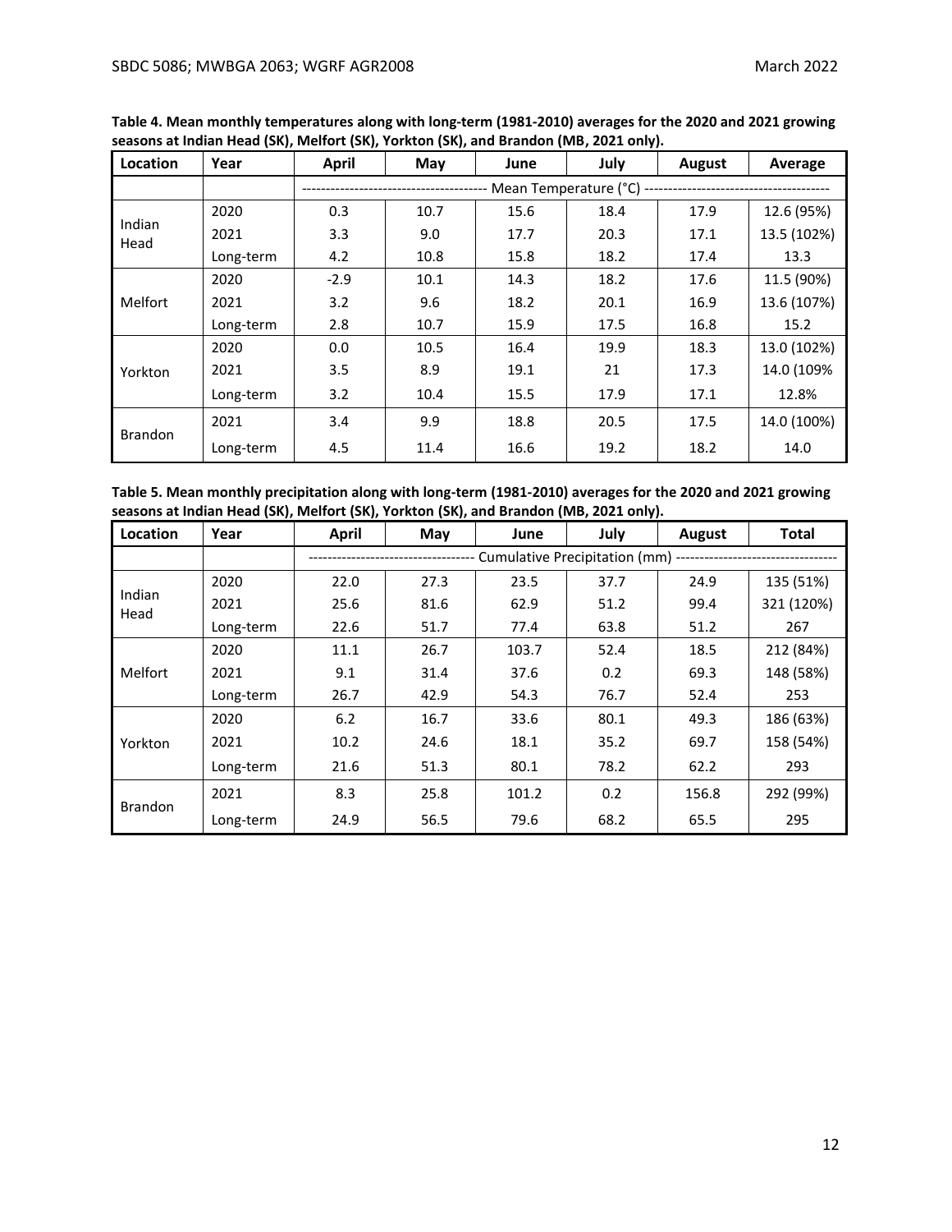**Table 4. Mean monthly temperatures along with long-term (1981-2010) averages for the 2020 and 2021 growing seasons at Indian Head (SK), Melfort (SK), Yorkton (SK), and Brandon (MB, 2021 only).**

| Location | Year | April | May | June | July | August | Average |
|---|---|---|---|---|---|---|---|
| | | Mean Temperature (°C) | | | | | |
| Indian Head | 2020 | 0.3 | 10.7 | 15.6 | 18.4 | 17.9 | 12.6 (95%) |
| | 2021 | 3.3 | 9.0 | 17.7 | 20.3 | 17.1 | 13.5 (102%) |
| | Long-term | 4.2 | 10.8 | 15.8 | 18.2 | 17.4 | 13.3 |
| Melfort | 2020 | -2.9 | 10.1 | 14.3 | 18.2 | 17.6 | 11.5 (90%) |
| | 2021 | 3.2 | 9.6 | 18.2 | 20.1 | 16.9 | 13.6 (107%) |
| | Long-term | 2.8 | 10.7 | 15.9 | 17.5 | 16.8 | 15.2 |
| Yorkton | 2020 | 0.0 | 10.5 | 16.4 | 19.9 | 18.3 | 13.0 (102%) |
| | 2021 | 3.5 | 8.9 | 19.1 | 21 | 17.3 | 14.0 (109% |
| | Long-term | 3.2 | 10.4 | 15.5 | 17.9 | 17.1 | 12.8% |
| Brandon | 2021 | 3.4 | 9.9 | 18.8 | 20.5 | 17.5 | 14.0 (100%) |
| | Long-term | 4.5 | 11.4 | 16.6 | 19.2 | 18.2 | 14.0 |

**Table 5. Mean monthly precipitation along with long-term (1981-2010) averages for the 2020 and 2021 growing seasons at Indian Head (SK), Melfort (SK), Yorkton (SK), and Brandon (MB, 2021 only).**

| Location | Year | April | May | June | July | August | Total |
|---|---|---|---|---|---|---|---|
| | | Cumulative Precipitation (mm) | | | | | |
| Indian Head | 2020 | 22.0 | 27.3 | 23.5 | 37.7 | 24.9 | 135 (51%) |
| | 2021 | 25.6 | 81.6 | 62.9 | 51.2 | 99.4 | 321 (120%) |
| | Long-term | 22.6 | 51.7 | 77.4 | 63.8 | 51.2 | 267 |
| Melfort | 2020 | 11.1 | 26.7 | 103.7 | 52.4 | 18.5 | 212 (84%) |
| | 2021 | 9.1 | 31.4 | 37.6 | 0.2 | 69.3 | 148 (58%) |
| | Long-term | 26.7 | 42.9 | 54.3 | 76.7 | 52.4 | 253 |
| Yorkton | 2020 | 6.2 | 16.7 | 33.6 | 80.1 | 49.3 | 186 (63%) |
| | 2021 | 10.2 | 24.6 | 18.1 | 35.2 | 69.7 | 158 (54%) |
| | Long-term | 21.6 | 51.3 | 80.1 | 78.2 | 62.2 | 293 |
| Brandon | 2021 | 8.3 | 25.8 | 101.2 | 0.2 | 156.8 | 292 (99%) |
| | Long-term | 24.9 | 56.5 | 79.6 | 68.2 | 65.5 | 295 |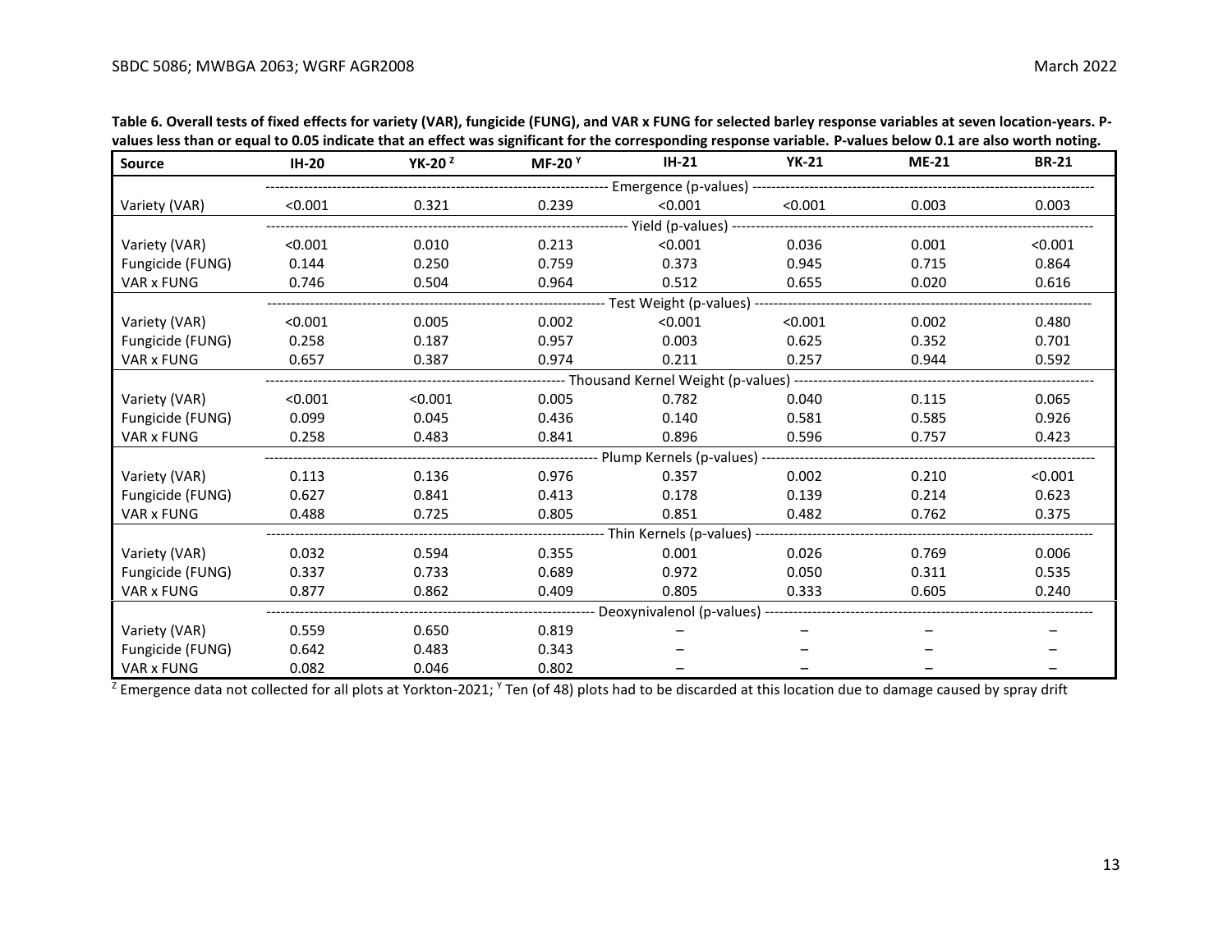**Table 6. Overall tests of fixed effects for variety (VAR), fungicide (FUNG), and VAR x FUNG for selected barley response variables at seven location-years. P-values less than or equal to 0.05 indicate that an effect was significant for the corresponding response variable. P-values below 0.1 are also worth noting.**

| Source | IH-20 | YK-20 [Z] | MF-20 [Y] | IH-21 | YK-21 | ME-21 | BR-21 |
|---|---|---|---|---|---|---|---|
| | Emergence (p-values) | | | | | | |
| Variety (VAR) | <0.001 | 0.321 | 0.239 | <0.001 | <0.001 | 0.003 | 0.003 |
| | Yield (p-values) | | | | | | |
| Variety (VAR) | <0.001 | 0.010 | 0.213 | <0.001 | 0.036 | 0.001 | <0.001 |
| Fungicide (FUNG) | 0.144 | 0.250 | 0.759 | 0.373 | 0.945 | 0.715 | 0.864 |
| VAR x FUNG | 0.746 | 0.504 | 0.964 | 0.512 | 0.655 | 0.020 | 0.616 |
| | Test Weight (p-values) | | | | | | |
| Variety (VAR) | <0.001 | 0.005 | 0.002 | <0.001 | <0.001 | 0.002 | 0.480 |
| Fungicide (FUNG) | 0.258 | 0.187 | 0.957 | 0.003 | 0.625 | 0.352 | 0.701 |
| VAR x FUNG | 0.657 | 0.387 | 0.974 | 0.211 | 0.257 | 0.944 | 0.592 |
| | Thousand Kernel Weight (p-values) | | | | | | |
| Variety (VAR) | <0.001 | <0.001 | 0.005 | 0.782 | 0.040 | 0.115 | 0.065 |
| Fungicide (FUNG) | 0.099 | 0.045 | 0.436 | 0.140 | 0.581 | 0.585 | 0.926 |
| VAR x FUNG | 0.258 | 0.483 | 0.841 | 0.896 | 0.596 | 0.757 | 0.423 |
| | Plump Kernels (p-values) | | | | | | |
| Variety (VAR) | 0.113 | 0.136 | 0.976 | 0.357 | 0.002 | 0.210 | <0.001 |
| Fungicide (FUNG) | 0.627 | 0.841 | 0.413 | 0.178 | 0.139 | 0.214 | 0.623 |
| VAR x FUNG | 0.488 | 0.725 | 0.805 | 0.851 | 0.482 | 0.762 | 0.375 |
| | Thin Kernels (p-values) | | | | | | |
| Variety (VAR) | 0.032 | 0.594 | 0.355 | 0.001 | 0.026 | 0.769 | 0.006 |
| Fungicide (FUNG) | 0.337 | 0.733 | 0.689 | 0.972 | 0.050 | 0.311 | 0.535 |
| VAR x FUNG | 0.877 | 0.862 | 0.409 | 0.805 | 0.333 | 0.605 | 0.240 |
| | Deoxynivalenol (p-values) | | | | | | |
| Variety (VAR) | 0.559 | 0.650 | 0.819 | – | – | – | – |
| Fungicide (FUNG) | 0.642 | 0.483 | 0.343 | – | – | – | – |
| VAR x FUNG | 0.082 | 0.046 | 0.802 | – | – | – | – |

[Z] Emergence data not collected for all plots at Yorkton-2021; [Y] Ten (of 48) plots had to be discarded at this location due to damage caused by spray drift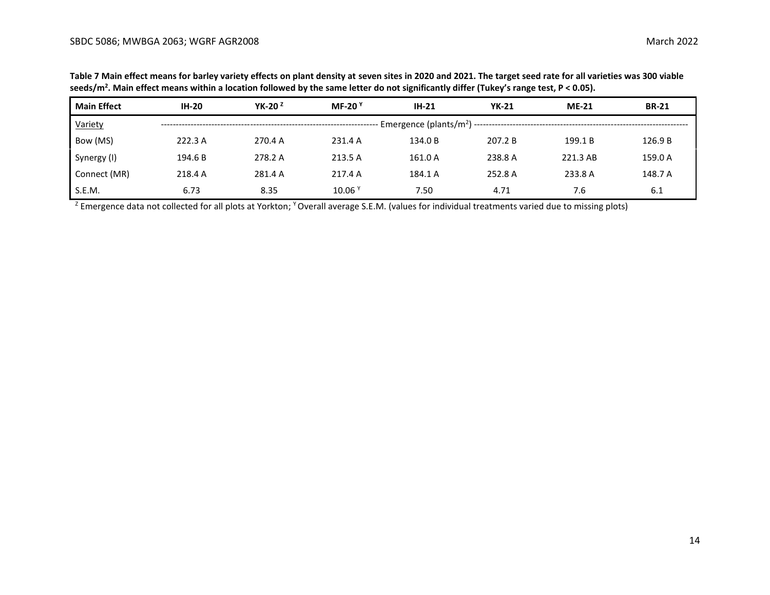**Table 7 Main effect means for barley variety effects on plant density at seven sites in 2020 and 2021. The target seed rate for all varieties was 300 viable seeds/m$^2$. Main effect means within a location followed by the same letter do not significantly differ (Tukey's range test, P < 0.05).**

| Main Effect | IH-20 | YK-20 [Z] | MF-20 [Y] | IH-21 | YK-21 | ME-21 | BR-21 |
|---|---|---|---|---|---|---|---|
| Variety | Emergence (plants/m$^2$) | | | | | | |
| Bow (MS) | 222.3 A | 270.4 A | 231.4 A | 134.0 B | 207.2 B | 199.1 B | 126.9 B |
| Synergy (I) | 194.6 B | 278.2 A | 213.5 A | 161.0 A | 238.8 A | 221.3 AB | 159.0 A |
| Connect (MR) | 218.4 A | 281.4 A | 217.4 A | 184.1 A | 252.8 A | 233.8 A | 148.7 A |
| S.E.M. | 6.73 | 8.35 | 10.06 [Y] | 7.50 | 4.71 | 7.6 | 6.1 |

[Z] Emergence data not collected for all plots at Yorkton; [Y] Overall average S.E.M. (values for individual treatments varied due to missing plots)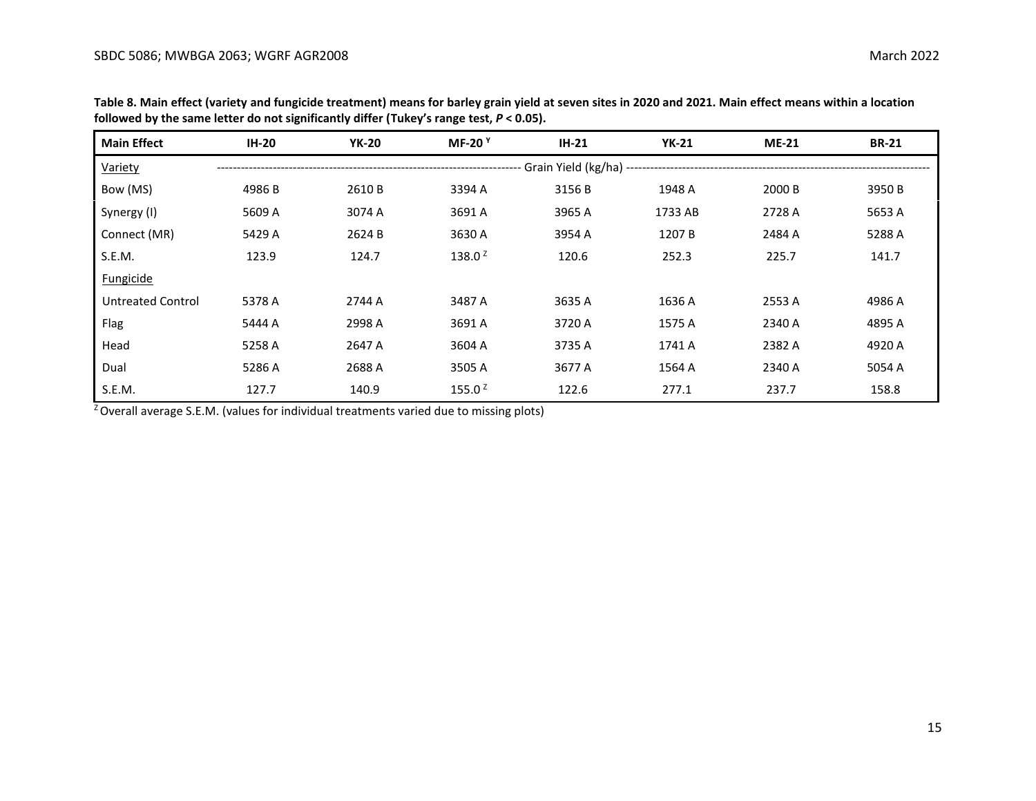**Table 8. Main effect (variety and fungicide treatment) means for barley grain yield at seven sites in 2020 and 2021. Main effect means within a location followed by the same letter do not significantly differ (Tukey's range test, $P < 0.05$).**

| Main Effect | IH-20 | YK-20 | MF-20 [Y] | IH-21 | YK-21 | ME-21 | BR-21 |
|---|---|---|---|---|---|---|---|
| Variety | Grain Yield (kg/ha) | | | | | | |
| Bow (MS) | 4986 B | 2610 B | 3394 A | 3156 B | 1948 A | 2000 B | 3950 B |
| Synergy (I) | 5609 A | 3074 A | 3691 A | 3965 A | 1733 AB | 2728 A | 5653 A |
| Connect (MR) | 5429 A | 2624 B | 3630 A | 3954 A | 1207 B | 2484 A | 5288 A |
| S.E.M. | 123.9 | 124.7 | 138.0 [Z] | 120.6 | 252.3 | 225.7 | 141.7 |
| Fungicide | | | | | | | |
| Untreated Control | 5378 A | 2744 A | 3487 A | 3635 A | 1636 A | 2553 A | 4986 A |
| Flag | 5444 A | 2998 A | 3691 A | 3720 A | 1575 A | 2340 A | 4895 A |
| Head | 5258 A | 2647 A | 3604 A | 3735 A | 1741 A | 2382 A | 4920 A |
| Dual | 5286 A | 2688 A | 3505 A | 3677 A | 1564 A | 2340 A | 5054 A |
| S.E.M. | 127.7 | 140.9 | 155.0 [Z] | 122.6 | 277.1 | 237.7 | 158.8 |

[Z] Overall average S.E.M. (values for individual treatments varied due to missing plots)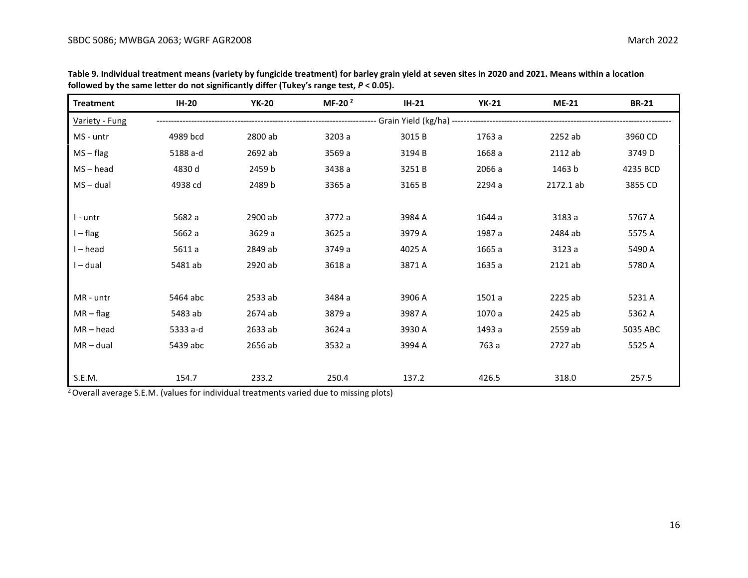**Table 9. Individual treatment means (variety by fungicide treatment) for barley grain yield at seven sites in 2020 and 2021. Means within a location followed by the same letter do not significantly differ (Tukey's range test, $P < 0.05$).**

| Treatment | IH-20 | YK-20 | MF-20 [Z] | IH-21 | YK-21 | ME-21 | BR-21 |
|---|---|---|---|---|---|---|---|
| Variety - Fung | Grain Yield (kg/ha) | | | | | | |
| MS - untr | 4989 bcd | 2800 ab | 3203 a | 3015 B | 1763 a | 2252 ab | 3960 CD |
| MS – flag | 5188 a-d | 2692 ab | 3569 a | 3194 B | 1668 a | 2112 ab | 3749 D |
| MS – head | 4830 d | 2459 b | 3438 a | 3251 B | 2066 a | 1463 b | 4235 BCD |
| MS – dual | 4938 cd | 2489 b | 3365 a | 3165 B | 2294 a | 2172.1 ab | 3855 CD |
| | | | | | | | |
| I - untr | 5682 a | 2900 ab | 3772 a | 3984 A | 1644 a | 3183 a | 5767 A |
| I – flag | 5662 a | 3629 a | 3625 a | 3979 A | 1987 a | 2484 ab | 5575 A |
| I – head | 5611 a | 2849 ab | 3749 a | 4025 A | 1665 a | 3123 a | 5490 A |
| I – dual | 5481 ab | 2920 ab | 3618 a | 3871 A | 1635 a | 2121 ab | 5780 A |
| | | | | | | | |
| MR - untr | 5464 abc | 2533 ab | 3484 a | 3906 A | 1501 a | 2225 ab | 5231 A |
| MR – flag | 5483 ab | 2674 ab | 3879 a | 3987 A | 1070 a | 2425 ab | 5362 A |
| MR – head | 5333 a-d | 2633 ab | 3624 a | 3930 A | 1493 a | 2559 ab | 5035 ABC |
| MR – dual | 5439 abc | 2656 ab | 3532 a | 3994 A | 763 a | 2727 ab | 5525 A |
| | | | | | | | |
| S.E.M. | 154.7 | 233.2 | 250.4 | 137.2 | 426.5 | 318.0 | 257.5 |

[Z] Overall average S.E.M. (values for individual treatments varied due to missing plots)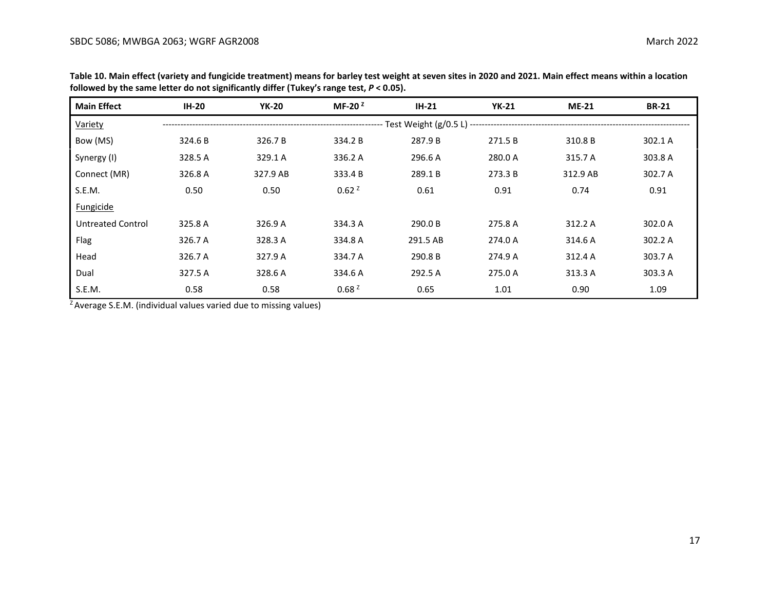**Table 10. Main effect (variety and fungicide treatment) means for barley test weight at seven sites in 2020 and 2021. Main effect means within a location followed by the same letter do not significantly differ (Tukey's range test, $P < 0.05$).**

| Main Effect | IH-20 | YK-20 | MF-20 [Z] | IH-21 | YK-21 | ME-21 | BR-21 |
|---|---|---|---|---|---|---|---|
| Variety | Test Weight (g/0.5 L) | | | | | | |
| Bow (MS) | 324.6 B | 326.7 B | 334.2 B | 287.9 B | 271.5 B | 310.8 B | 302.1 A |
| Synergy (I) | 328.5 A | 329.1 A | 336.2 A | 296.6 A | 280.0 A | 315.7 A | 303.8 A |
| Connect (MR) | 326.8 A | 327.9 AB | 333.4 B | 289.1 B | 273.3 B | 312.9 AB | 302.7 A |
| S.E.M. | 0.50 | 0.50 | 0.62 [Z] | 0.61 | 0.91 | 0.74 | 0.91 |
| Fungicide | | | | | | | |
| Untreated Control | 325.8 A | 326.9 A | 334.3 A | 290.0 B | 275.8 A | 312.2 A | 302.0 A |
| Flag | 326.7 A | 328.3 A | 334.8 A | 291.5 AB | 274.0 A | 314.6 A | 302.2 A |
| Head | 326.7 A | 327.9 A | 334.7 A | 290.8 B | 274.9 A | 312.4 A | 303.7 A |
| Dual | 327.5 A | 328.6 A | 334.6 A | 292.5 A | 275.0 A | 313.3 A | 303.3 A |
| S.E.M. | 0.58 | 0.58 | 0.68 [Z] | 0.65 | 1.01 | 0.90 | 1.09 |

[Z] Average S.E.M. (individual values varied due to missing values)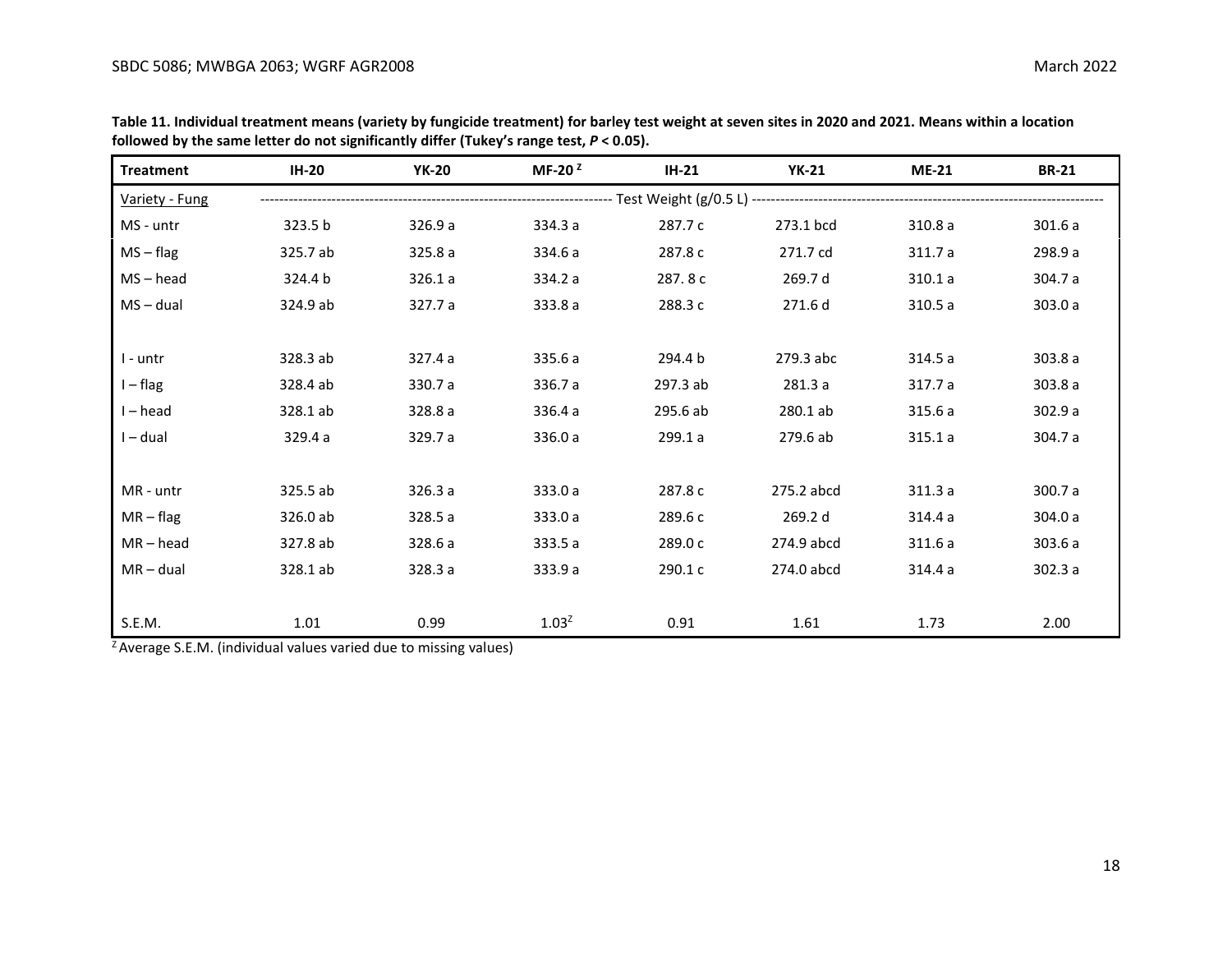**Table 11. Individual treatment means (variety by fungicide treatment) for barley test weight at seven sites in 2020 and 2021. Means within a location followed by the same letter do not significantly differ (Tukey's range test, $P < 0.05$).**

| Treatment | IH-20 | YK-20 | MF-20 [Z] | IH-21 | YK-21 | ME-21 | BR-21 |
|---|---|---|---|---|---|---|---|
| Variety - Fung | Test Weight (g/0.5 L) | | | | | | |
| MS - untr | 323.5 b | 326.9 a | 334.3 a | 287.7 c | 273.1 bcd | 310.8 a | 301.6 a |
| MS – flag | 325.7 ab | 325.8 a | 334.6 a | 287.8 c | 271.7 cd | 311.7 a | 298.9 a |
| MS – head | 324.4 b | 326.1 a | 334.2 a | 287. 8 c | 269.7 d | 310.1 a | 304.7 a |
| MS – dual | 324.9 ab | 327.7 a | 333.8 a | 288.3 c | 271.6 d | 310.5 a | 303.0 a |
| I - untr | 328.3 ab | 327.4 a | 335.6 a | 294.4 b | 279.3 abc | 314.5 a | 303.8 a |
| I – flag | 328.4 ab | 330.7 a | 336.7 a | 297.3 ab | 281.3 a | 317.7 a | 303.8 a |
| I – head | 328.1 ab | 328.8 a | 336.4 a | 295.6 ab | 280.1 ab | 315.6 a | 302.9 a |
| I – dual | 329.4 a | 329.7 a | 336.0 a | 299.1 a | 279.6 ab | 315.1 a | 304.7 a |
| MR - untr | 325.5 ab | 326.3 a | 333.0 a | 287.8 c | 275.2 abcd | 311.3 a | 300.7 a |
| MR – flag | 326.0 ab | 328.5 a | 333.0 a | 289.6 c | 269.2 d | 314.4 a | 304.0 a |
| MR – head | 327.8 ab | 328.6 a | 333.5 a | 289.0 c | 274.9 abcd | 311.6 a | 303.6 a |
| MR – dual | 328.1 ab | 328.3 a | 333.9 a | 290.1 c | 274.0 abcd | 314.4 a | 302.3 a |
| S.E.M. | 1.01 | 0.99 | 1.03 [Z] | 0.91 | 1.61 | 1.73 | 2.00 |

[Z] Average S.E.M. (individual values varied due to missing values)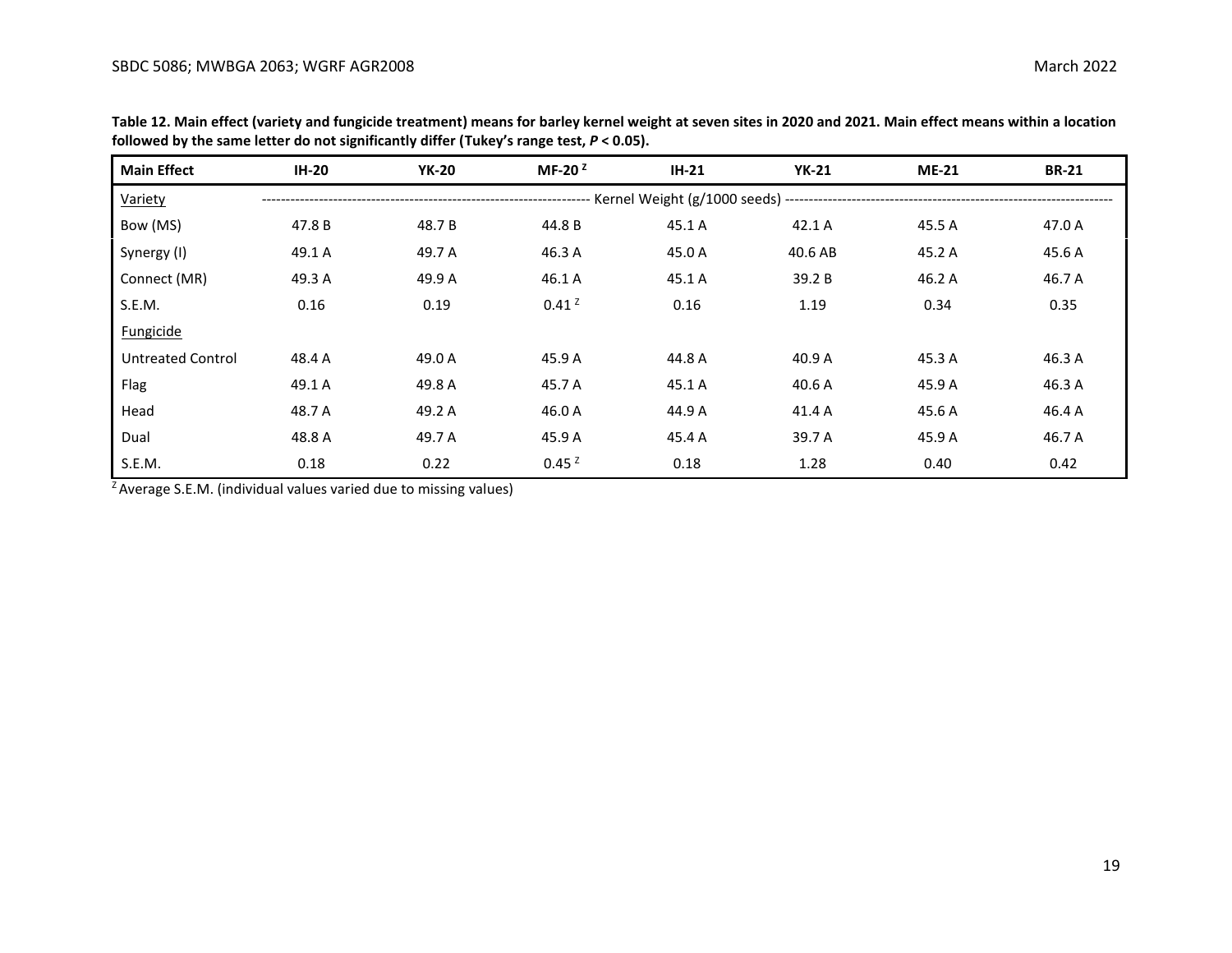**Table 12. Main effect (variety and fungicide treatment) means for barley kernel weight at seven sites in 2020 and 2021. Main effect means within a location followed by the same letter do not significantly differ (Tukey's range test, *P* < 0.05).**

| Main Effect | IH-20 | YK-20 | MF-20 [Z] | IH-21 | YK-21 | ME-21 | BR-21 |
|---|---|---|---|---|---|---|---|
| Variety | Kernel Weight (g/1000 seeds) | | | | | | |
| Bow (MS) | 47.8 B | 48.7 B | 44.8 B | 45.1 A | 42.1 A | 45.5 A | 47.0 A |
| Synergy (I) | 49.1 A | 49.7 A | 46.3 A | 45.0 A | 40.6 AB | 45.2 A | 45.6 A |
| Connect (MR) | 49.3 A | 49.9 A | 46.1 A | 45.1 A | 39.2 B | 46.2 A | 46.7 A |
| S.E.M. | 0.16 | 0.19 | 0.41 [Z] | 0.16 | 1.19 | 0.34 | 0.35 |
| Fungicide | | | | | | | |
| Untreated Control | 48.4 A | 49.0 A | 45.9 A | 44.8 A | 40.9 A | 45.3 A | 46.3 A |
| Flag | 49.1 A | 49.8 A | 45.7 A | 45.1 A | 40.6 A | 45.9 A | 46.3 A |
| Head | 48.7 A | 49.2 A | 46.0 A | 44.9 A | 41.4 A | 45.6 A | 46.4 A |
| Dual | 48.8 A | 49.7 A | 45.9 A | 45.4 A | 39.7 A | 45.9 A | 46.7 A |
| S.E.M. | 0.18 | 0.22 | 0.45 [Z] | 0.18 | 1.28 | 0.40 | 0.42 |

[Z] Average S.E.M. (individual values varied due to missing values)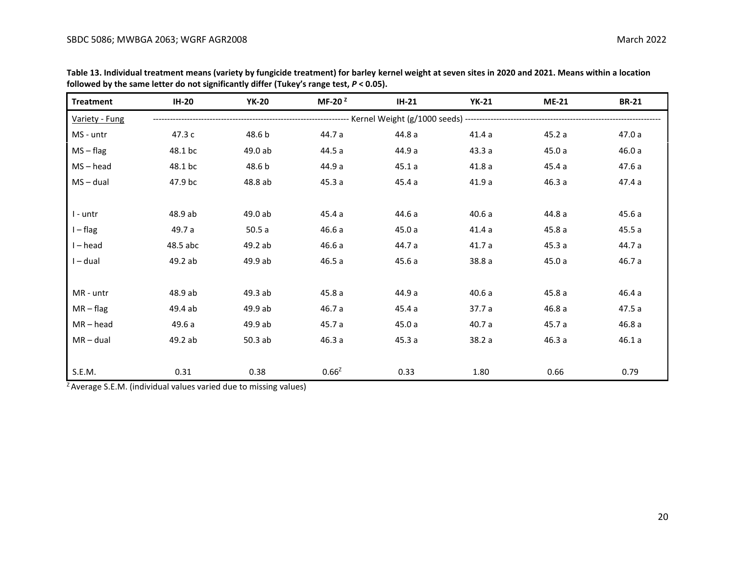**Table 13. Individual treatment means (variety by fungicide treatment) for barley kernel weight at seven sites in 2020 and 2021. Means within a location followed by the same letter do not significantly differ (Tukey's range test, $P < 0.05$).**

| Treatment | IH-20 | YK-20 | MF-20 [Z] | IH-21 | YK-21 | ME-21 | BR-21 |
|---|---|---|---|---|---|---|---|
| Variety - Fung | Kernel Weight (g/1000 seeds) | | | | | | |
| MS - untr | 47.3 c | 48.6 b | 44.7 a | 44.8 a | 41.4 a | 45.2 a | 47.0 a |
| MS – flag | 48.1 bc | 49.0 ab | 44.5 a | 44.9 a | 43.3 a | 45.0 a | 46.0 a |
| MS – head | 48.1 bc | 48.6 b | 44.9 a | 45.1 a | 41.8 a | 45.4 a | 47.6 a |
| MS – dual | 47.9 bc | 48.8 ab | 45.3 a | 45.4 a | 41.9 a | 46.3 a | 47.4 a |
| | | | | | | | |
| I - untr | 48.9 ab | 49.0 ab | 45.4 a | 44.6 a | 40.6 a | 44.8 a | 45.6 a |
| I – flag | 49.7 a | 50.5 a | 46.6 a | 45.0 a | 41.4 a | 45.8 a | 45.5 a |
| I – head | 48.5 abc | 49.2 ab | 46.6 a | 44.7 a | 41.7 a | 45.3 a | 44.7 a |
| I – dual | 49.2 ab | 49.9 ab | 46.5 a | 45.6 a | 38.8 a | 45.0 a | 46.7 a |
| | | | | | | | |
| MR - untr | 48.9 ab | 49.3 ab | 45.8 a | 44.9 a | 40.6 a | 45.8 a | 46.4 a |
| MR – flag | 49.4 ab | 49.9 ab | 46.7 a | 45.4 a | 37.7 a | 46.8 a | 47.5 a |
| MR – head | 49.6 a | 49.9 ab | 45.7 a | 45.0 a | 40.7 a | 45.7 a | 46.8 a |
| MR – dual | 49.2 ab | 50.3 ab | 46.3 a | 45.3 a | 38.2 a | 46.3 a | 46.1 a |
| | | | | | | | |
| S.E.M. | 0.31 | 0.38 | 0.66[Z] | 0.33 | 1.80 | 0.66 | 0.79 |

[Z] Average S.E.M. (individual values varied due to missing values)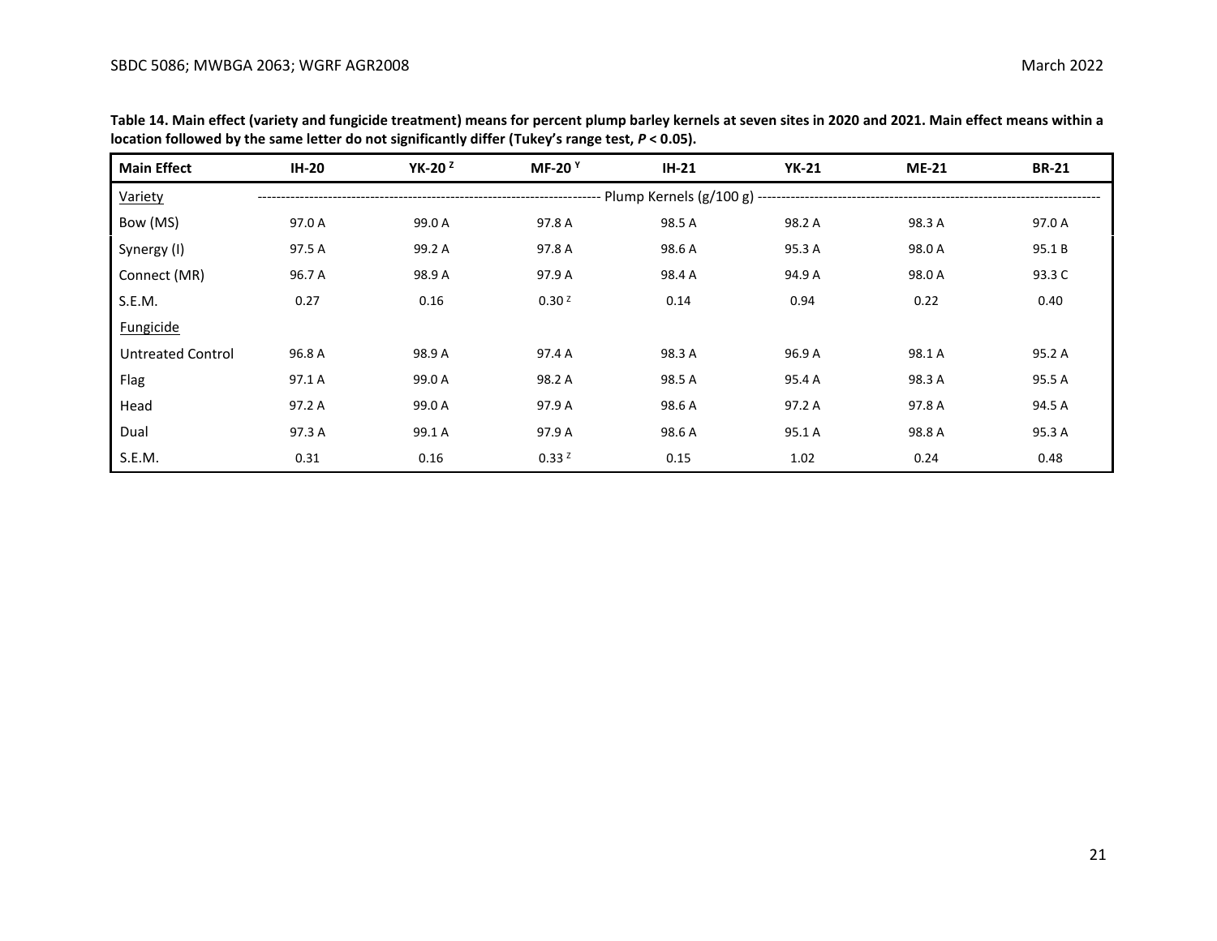**Table 14. Main effect (variety and fungicide treatment) means for percent plump barley kernels at seven sites in 2020 and 2021. Main effect means within a location followed by the same letter do not significantly differ (Tukey's range test, $P < 0.05$).**

| Main Effect | IH-20 | YK-20 [Z] | MF-20 [Y] | IH-21 | YK-21 | ME-21 | BR-21 |
|---|---|---|---|---|---|---|---|
| Variety | Plump Kernels (g/100 g) | | | | | | |
| Bow (MS) | 97.0 A | 99.0 A | 97.8 A | 98.5 A | 98.2 A | 98.3 A | 97.0 A |
| Synergy (I) | 97.5 A | 99.2 A | 97.8 A | 98.6 A | 95.3 A | 98.0 A | 95.1 B |
| Connect (MR) | 96.7 A | 98.9 A | 97.9 A | 98.4 A | 94.9 A | 98.0 A | 93.3 C |
| S.E.M. | 0.27 | 0.16 | 0.30 [Z] | 0.14 | 0.94 | 0.22 | 0.40 |
| Fungicide | | | | | | | |
| Untreated Control | 96.8 A | 98.9 A | 97.4 A | 98.3 A | 96.9 A | 98.1 A | 95.2 A |
| Flag | 97.1 A | 99.0 A | 98.2 A | 98.5 A | 95.4 A | 98.3 A | 95.5 A |
| Head | 97.2 A | 99.0 A | 97.9 A | 98.6 A | 97.2 A | 97.8 A | 94.5 A |
| Dual | 97.3 A | 99.1 A | 97.9 A | 98.6 A | 95.1 A | 98.8 A | 95.3 A |
| S.E.M. | 0.31 | 0.16 | 0.33 [Z] | 0.15 | 1.02 | 0.24 | 0.48 |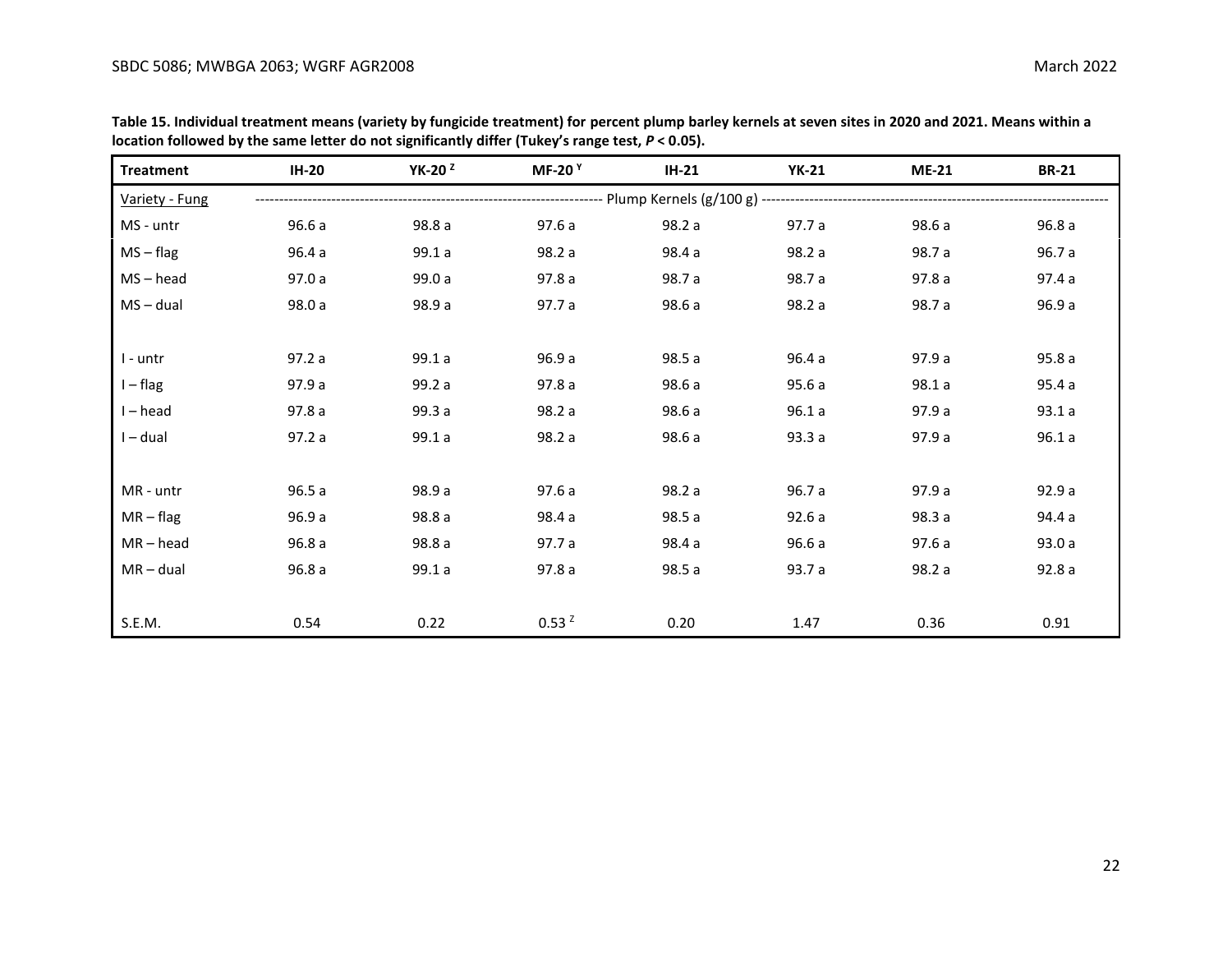**Table 15. Individual treatment means (variety by fungicide treatment) for percent plump barley kernels at seven sites in 2020 and 2021. Means within a location followed by the same letter do not significantly differ (Tukey's range test, $P < 0.05$).**

| Treatment | IH-20 | YK-20 [Z] | MF-20 [Y] | IH-21 | YK-21 | ME-21 | BR-21 |
|---|---|---|---|---|---|---|---|
| Variety - Fung | Plump Kernels (g/100 g) | | | | | | |
| MS - untr | 96.6 a | 98.8 a | 97.6 a | 98.2 a | 97.7 a | 98.6 a | 96.8 a |
| MS – flag | 96.4 a | 99.1 a | 98.2 a | 98.4 a | 98.2 a | 98.7 a | 96.7 a |
| MS – head | 97.0 a | 99.0 a | 97.8 a | 98.7 a | 98.7 a | 97.8 a | 97.4 a |
| MS – dual | 98.0 a | 98.9 a | 97.7 a | 98.6 a | 98.2 a | 98.7 a | 96.9 a |
| | | | | | | | |
| I - untr | 97.2 a | 99.1 a | 96.9 a | 98.5 a | 96.4 a | 97.9 a | 95.8 a |
| I – flag | 97.9 a | 99.2 a | 97.8 a | 98.6 a | 95.6 a | 98.1 a | 95.4 a |
| I – head | 97.8 a | 99.3 a | 98.2 a | 98.6 a | 96.1 a | 97.9 a | 93.1 a |
| I – dual | 97.2 a | 99.1 a | 98.2 a | 98.6 a | 93.3 a | 97.9 a | 96.1 a |
| | | | | | | | |
| MR - untr | 96.5 a | 98.9 a | 97.6 a | 98.2 a | 96.7 a | 97.9 a | 92.9 a |
| MR – flag | 96.9 a | 98.8 a | 98.4 a | 98.5 a | 92.6 a | 98.3 a | 94.4 a |
| MR – head | 96.8 a | 98.8 a | 97.7 a | 98.4 a | 96.6 a | 97.6 a | 93.0 a |
| MR – dual | 96.8 a | 99.1 a | 97.8 a | 98.5 a | 93.7 a | 98.2 a | 92.8 a |
| | | | | | | | |
| S.E.M. | 0.54 | 0.22 | 0.53 [Z] | 0.20 | 1.47 | 0.36 | 0.91 |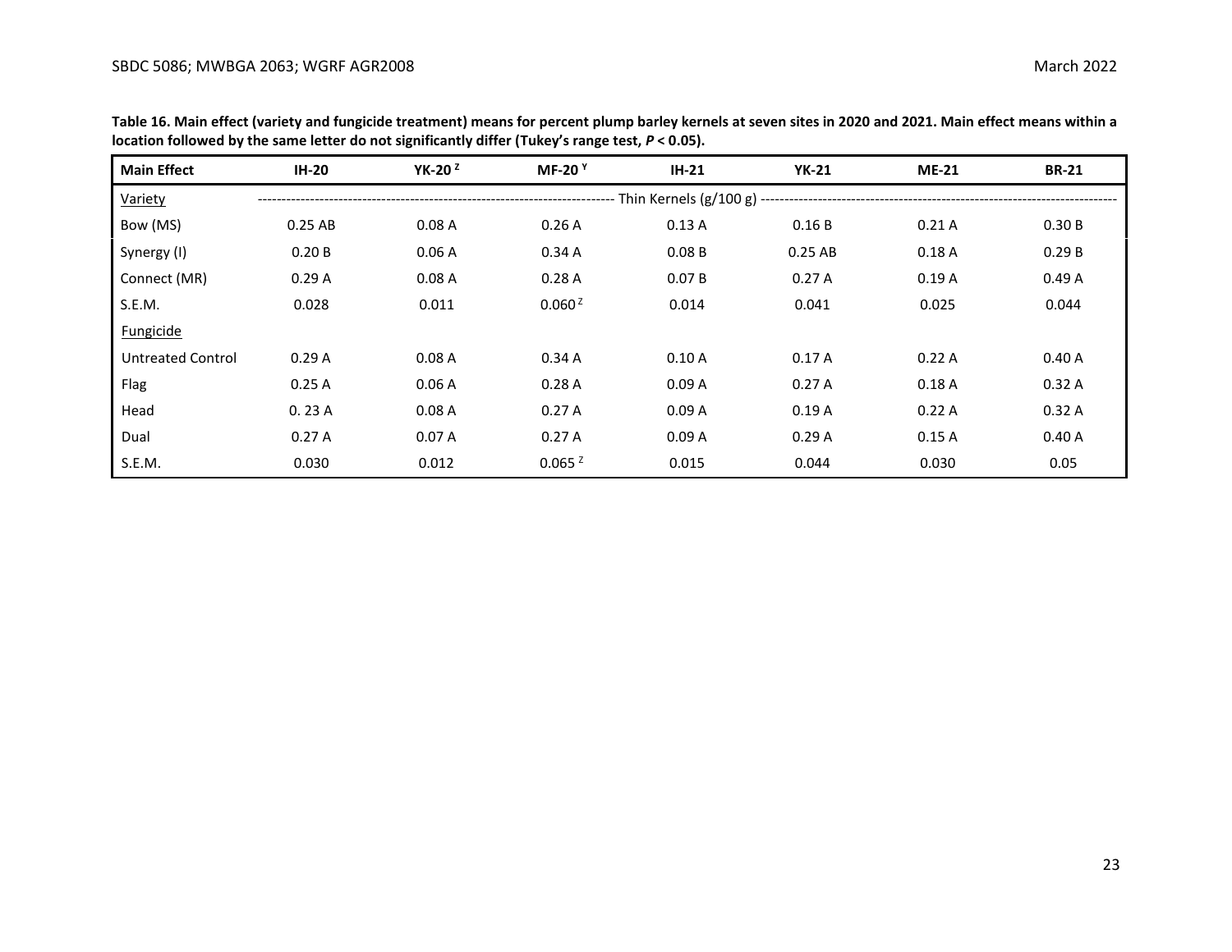**Table 16. Main effect (variety and fungicide treatment) means for percent plump barley kernels at seven sites in 2020 and 2021. Main effect means within a location followed by the same letter do not significantly differ (Tukey's range test, $P < 0.05$).**

| Main Effect | IH-20 | YK-20 [Z] | MF-20 [Y] | IH-21 | YK-21 | ME-21 | BR-21 |
|---|---|---|---|---|---|---|---|
| Variety | Thin Kernels (g/100 g) | | | | | | |
| Bow (MS) | 0.25 AB | 0.08 A | 0.26 A | 0.13 A | 0.16 B | 0.21 A | 0.30 B |
| Synergy (I) | 0.20 B | 0.06 A | 0.34 A | 0.08 B | 0.25 AB | 0.18 A | 0.29 B |
| Connect (MR) | 0.29 A | 0.08 A | 0.28 A | 0.07 B | 0.27 A | 0.19 A | 0.49 A |
| S.E.M. | 0.028 | 0.011 | 0.060 [Z] | 0.014 | 0.041 | 0.025 | 0.044 |
| Fungicide | | | | | | | |
| Untreated Control | 0.29 A | 0.08 A | 0.34 A | 0.10 A | 0.17 A | 0.22 A | 0.40 A |
| Flag | 0.25 A | 0.06 A | 0.28 A | 0.09 A | 0.27 A | 0.18 A | 0.32 A |
| Head | 0. 23 A | 0.08 A | 0.27 A | 0.09 A | 0.19 A | 0.22 A | 0.32 A |
| Dual | 0.27 A | 0.07 A | 0.27 A | 0.09 A | 0.29 A | 0.15 A | 0.40 A |
| S.E.M. | 0.030 | 0.012 | 0.065 [Z] | 0.015 | 0.044 | 0.030 | 0.05 |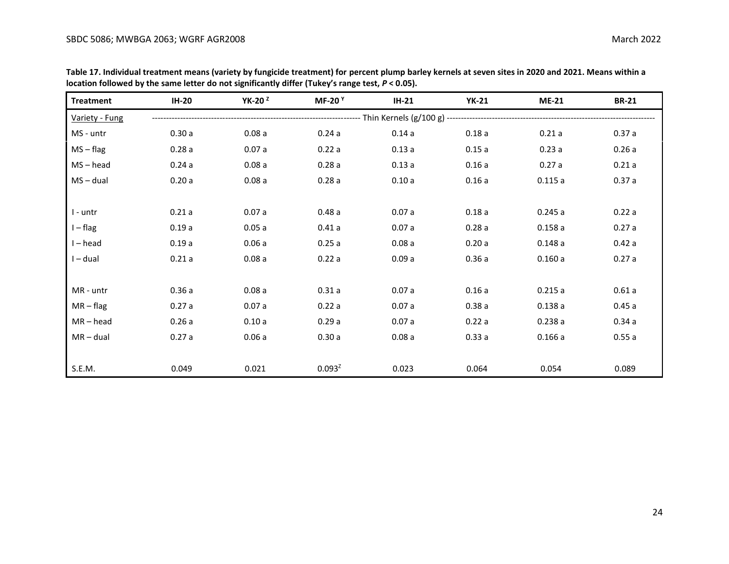**Table 17. Individual treatment means (variety by fungicide treatment) for percent plump barley kernels at seven sites in 2020 and 2021. Means within a location followed by the same letter do not significantly differ (Tukey's range test, $P < 0.05$).**

| Treatment | IH-20 | YK-20 [Z] | MF-20 [Y] | IH-21 | YK-21 | ME-21 | BR-21 |
|---|---|---|---|---|---|---|---|
| Variety - Fung | Thin Kernels (g/100 g) | | | | | | |
| MS - untr | 0.30 a | 0.08 a | 0.24 a | 0.14 a | 0.18 a | 0.21 a | 0.37 a |
| MS – flag | 0.28 a | 0.07 a | 0.22 a | 0.13 a | 0.15 a | 0.23 a | 0.26 a |
| MS – head | 0.24 a | 0.08 a | 0.28 a | 0.13 a | 0.16 a | 0.27 a | 0.21 a |
| MS – dual | 0.20 a | 0.08 a | 0.28 a | 0.10 a | 0.16 a | 0.115 a | 0.37 a |
| | | | | | | | |
| I - untr | 0.21 a | 0.07 a | 0.48 a | 0.07 a | 0.18 a | 0.245 a | 0.22 a |
| I – flag | 0.19 a | 0.05 a | 0.41 a | 0.07 a | 0.28 a | 0.158 a | 0.27 a |
| I – head | 0.19 a | 0.06 a | 0.25 a | 0.08 a | 0.20 a | 0.148 a | 0.42 a |
| I – dual | 0.21 a | 0.08 a | 0.22 a | 0.09 a | 0.36 a | 0.160 a | 0.27 a |
| | | | | | | | |
| MR - untr | 0.36 a | 0.08 a | 0.31 a | 0.07 a | 0.16 a | 0.215 a | 0.61 a |
| MR – flag | 0.27 a | 0.07 a | 0.22 a | 0.07 a | 0.38 a | 0.138 a | 0.45 a |
| MR – head | 0.26 a | 0.10 a | 0.29 a | 0.07 a | 0.22 a | 0.238 a | 0.34 a |
| MR – dual | 0.27 a | 0.06 a | 0.30 a | 0.08 a | 0.33 a | 0.166 a | 0.55 a |
| | | | | | | | |
| S.E.M. | 0.049 | 0.021 | 0.093 [Z] | 0.023 | 0.064 | 0.054 | 0.089 |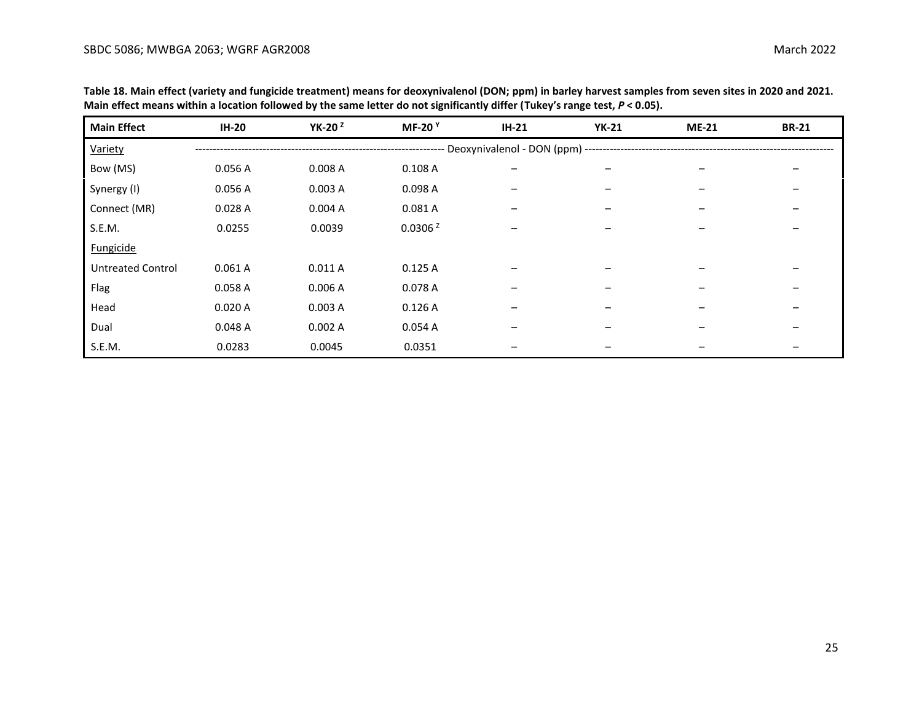**Table 18. Main effect (variety and fungicide treatment) means for deoxynivalenol (DON; ppm) in barley harvest samples from seven sites in 2020 and 2021. Main effect means within a location followed by the same letter do not significantly differ (Tukey's range test, $P < 0.05$).**

| Main Effect | IH-20 | YK-20 [Z] | MF-20 [Y] | IH-21 | YK-21 | ME-21 | BR-21 |
|---|---|---|---|---|---|---|---|
| Variety | Deoxynivalenol - DON (ppm) | | | | | | |
| Bow (MS) | 0.056 A | 0.008 A | 0.108 A | – | – | – | – |
| Synergy (I) | 0.056 A | 0.003 A | 0.098 A | – | – | – | – |
| Connect (MR) | 0.028 A | 0.004 A | 0.081 A | – | – | – | – |
| S.E.M. | 0.0255 | 0.0039 | 0.0306 [Z] | – | – | – | – |
| Fungicide | | | | | | | |
| Untreated Control | 0.061 A | 0.011 A | 0.125 A | – | – | – | – |
| Flag | 0.058 A | 0.006 A | 0.078 A | – | – | – | – |
| Head | 0.020 A | 0.003 A | 0.126 A | – | – | – | – |
| Dual | 0.048 A | 0.002 A | 0.054 A | – | – | – | – |
| S.E.M. | 0.0283 | 0.0045 | 0.0351 | – | – | – | – |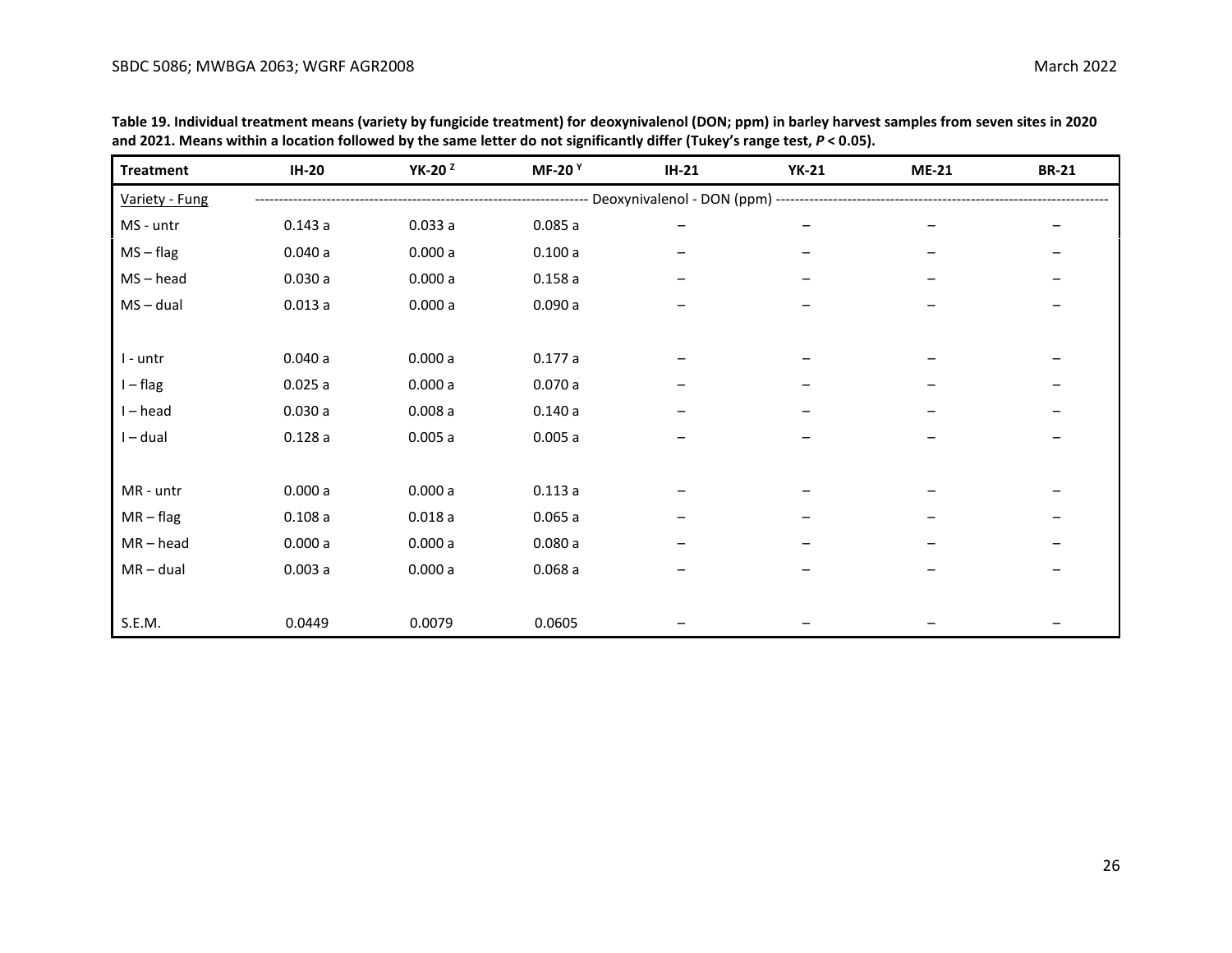**Table 19. Individual treatment means (variety by fungicide treatment) for deoxynivalenol (DON; ppm) in barley harvest samples from seven sites in 2020 and 2021. Means within a location followed by the same letter do not significantly differ (Tukey's range test, $P < 0.05$).**

| Treatment | IH-20 | YK-20 [Z] | MF-20 [Y] | IH-21 | YK-21 | ME-21 | BR-21 |
|---|---|---|---|---|---|---|---|
| Variety - Fung | Deoxynivalenol - DON (ppm) | | | | | | |
| MS - untr | 0.143 a | 0.033 a | 0.085 a | – | – | – | – |
| MS – flag | 0.040 a | 0.000 a | 0.100 a | – | – | – | – |
| MS – head | 0.030 a | 0.000 a | 0.158 a | – | – | – | – |
| MS – dual | 0.013 a | 0.000 a | 0.090 a | – | – | – | – |
| | | | | | | | |
| I - untr | 0.040 a | 0.000 a | 0.177 a | – | – | – | – |
| I – flag | 0.025 a | 0.000 a | 0.070 a | – | – | – | – |
| I – head | 0.030 a | 0.008 a | 0.140 a | – | – | – | – |
| I – dual | 0.128 a | 0.005 a | 0.005 a | – | – | – | – |
| | | | | | | | |
| MR - untr | 0.000 a | 0.000 a | 0.113 a | – | – | – | – |
| MR – flag | 0.108 a | 0.018 a | 0.065 a | – | – | – | – |
| MR – head | 0.000 a | 0.000 a | 0.080 a | – | – | – | – |
| MR – dual | 0.003 a | 0.000 a | 0.068 a | – | – | – | – |
| | | | | | | | |
| S.E.M. | 0.0449 | 0.0079 | 0.0605 | – | – | – | – |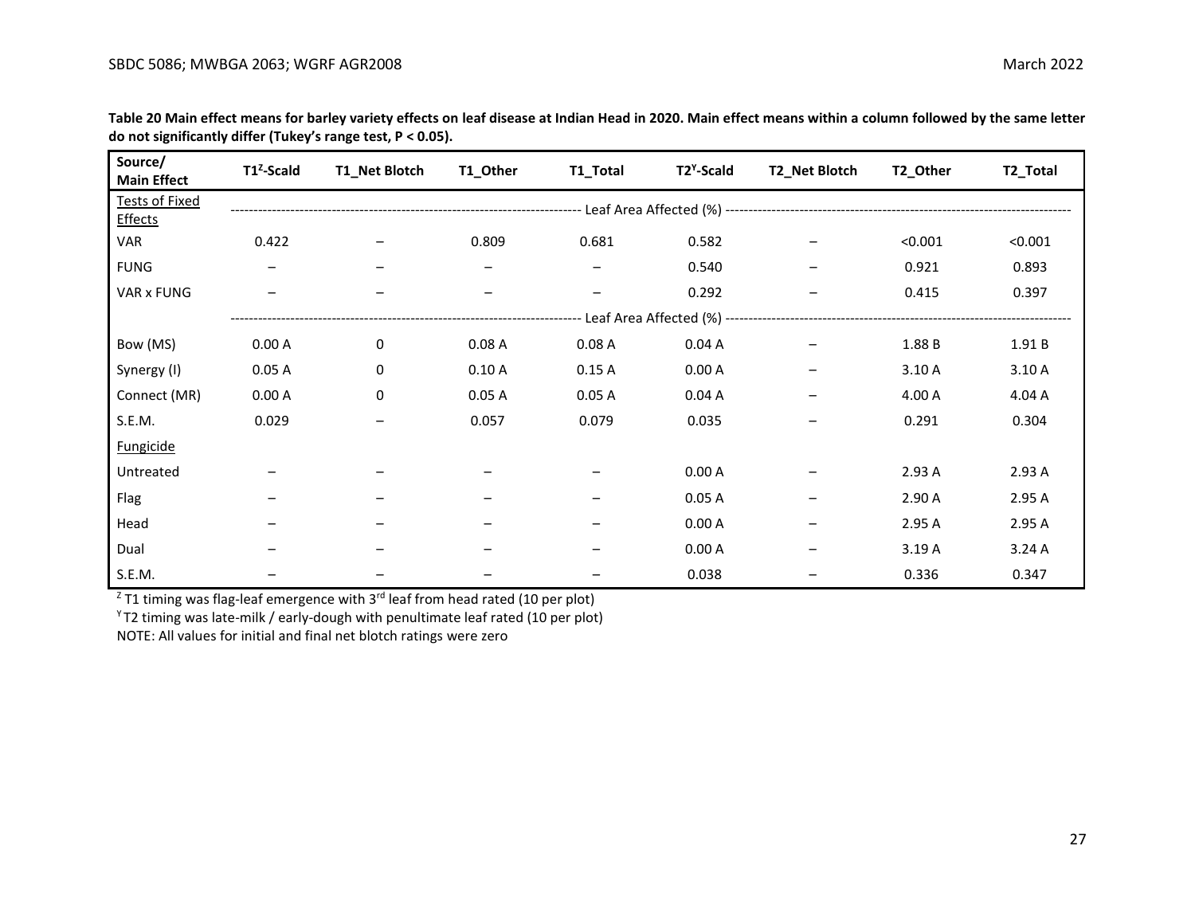**Table 20 Main effect means for barley variety effects on leaf disease at Indian Head in 2020. Main effect means within a column followed by the same letter do not significantly differ (Tukey's range test, P < 0.05).**

| Source/ Main Effect | T1[Z]-Scald | T1_Net Blotch | T1_Other | T1_Total | T2[Y]-Scald | T2_Net Blotch | T2_Other | T2_Total |
|---|---|---|---|---|---|---|---|---|
| Tests of Fixed Effects | Leaf Area Affected (%) | | | | | | | |
| VAR | 0.422 | – | 0.809 | 0.681 | 0.582 | – | <0.001 | <0.001 |
| FUNG | – | – | – | – | 0.540 | – | 0.921 | 0.893 |
| VAR x FUNG | – | – | – | – | 0.292 | – | 0.415 | 0.397 |
| | Leaf Area Affected (%) | | | | | | | |
| Bow (MS) | 0.00 A | 0 | 0.08 A | 0.08 A | 0.04 A | – | 1.88 B | 1.91 B |
| Synergy (I) | 0.05 A | 0 | 0.10 A | 0.15 A | 0.00 A | – | 3.10 A | 3.10 A |
| Connect (MR) | 0.00 A | 0 | 0.05 A | 0.05 A | 0.04 A | – | 4.00 A | 4.04 A |
| S.E.M. | 0.029 | – | 0.057 | 0.079 | 0.035 | – | 0.291 | 0.304 |
| Fungicide | | | | | | | | |
| Untreated | – | – | – | – | 0.00 A | – | 2.93 A | 2.93 A |
| Flag | – | – | – | – | 0.05 A | – | 2.90 A | 2.95 A |
| Head | – | – | – | – | 0.00 A | – | 2.95 A | 2.95 A |
| Dual | – | – | – | – | 0.00 A | – | 3.19 A | 3.24 A |
| S.E.M. | – | – | – | – | 0.038 | – | 0.336 | 0.347 |

[Z] T1 timing was flag-leaf emergence with 3rd leaf from head rated (10 per plot)

[Y] T2 timing was late-milk / early-dough with penultimate leaf rated (10 per plot)

NOTE: All values for initial and final net blotch ratings were zero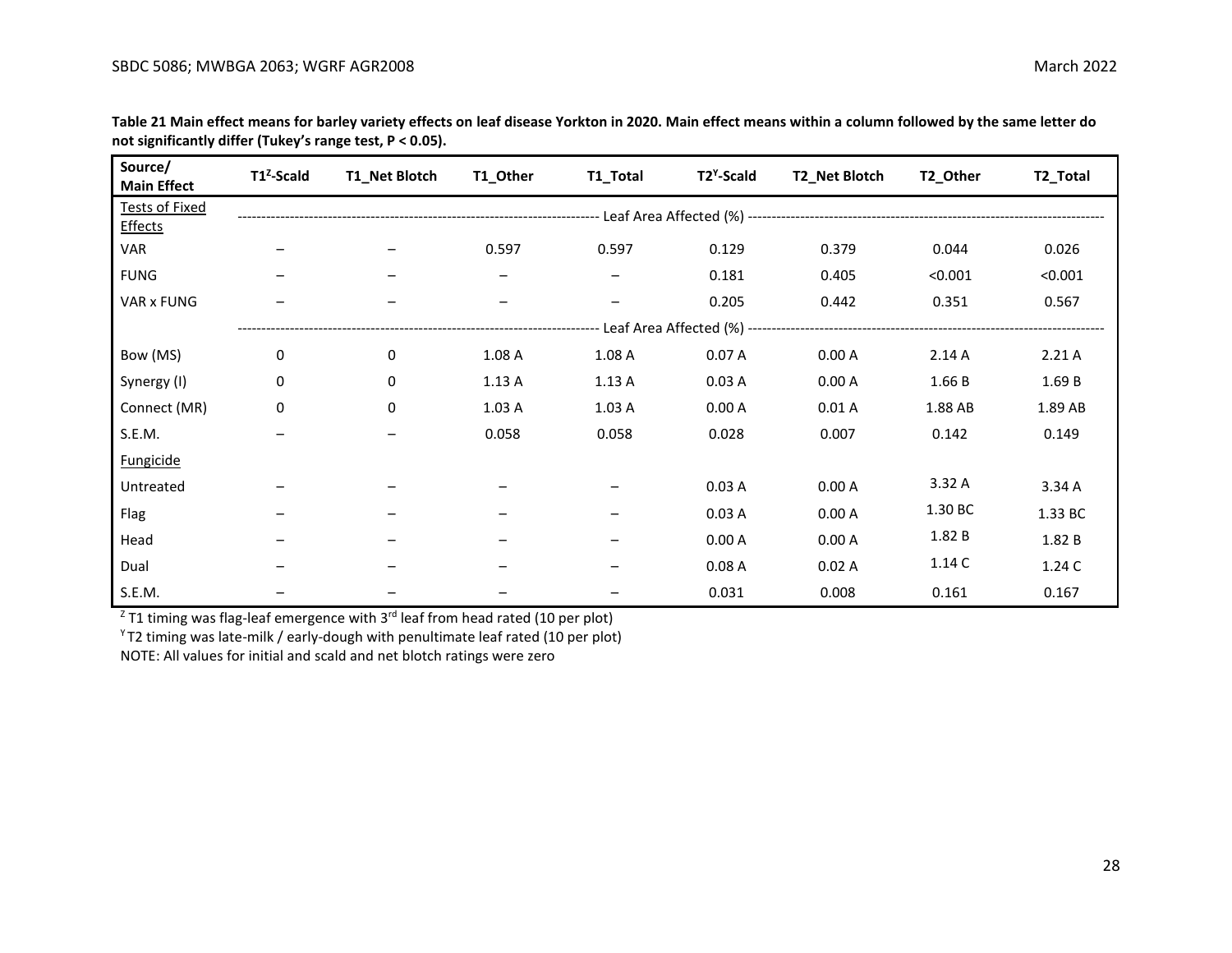**Table 21 Main effect means for barley variety effects on leaf disease Yorkton in 2020. Main effect means within a column followed by the same letter do not significantly differ (Tukey's range test, P < 0.05).**

| Source/ Main Effect | T1[Z]-Scald | T1_Net Blotch | T1_Other | T1_Total | T2[Y]-Scald | T2_Net Blotch | T2_Other | T2_Total |
|---|---|---|---|---|---|---|---|---|
| Tests of Fixed Effects | Leaf Area Affected (%) | | | | | | | |
| VAR | – | – | 0.597 | 0.597 | 0.129 | 0.379 | 0.044 | 0.026 |
| FUNG | – | – | – | – | 0.181 | 0.405 | <0.001 | <0.001 |
| VAR x FUNG | – | – | – | – | 0.205 | 0.442 | 0.351 | 0.567 |
| | Leaf Area Affected (%) | | | | | | | |
| Bow (MS) | 0 | 0 | 1.08 A | 1.08 A | 0.07 A | 0.00 A | 2.14 A | 2.21 A |
| Synergy (I) | 0 | 0 | 1.13 A | 1.13 A | 0.03 A | 0.00 A | 1.66 B | 1.69 B |
| Connect (MR) | 0 | 0 | 1.03 A | 1.03 A | 0.00 A | 0.01 A | 1.88 AB | 1.89 AB |
| S.E.M. | – | – | 0.058 | 0.058 | 0.028 | 0.007 | 0.142 | 0.149 |
| Fungicide | | | | | | | | |
| Untreated | – | – | – | – | 0.03 A | 0.00 A | 3.32 A | 3.34 A |
| Flag | – | – | – | – | 0.03 A | 0.00 A | 1.30 BC | 1.33 BC |
| Head | – | – | – | – | 0.00 A | 0.00 A | 1.82 B | 1.82 B |
| Dual | – | – | – | – | 0.08 A | 0.02 A | 1.14 C | 1.24 C |
| S.E.M. | – | – | – | – | 0.031 | 0.008 | 0.161 | 0.167 |

[Z] T1 timing was flag-leaf emergence with 3rd leaf from head rated (10 per plot)
[Y] T2 timing was late-milk / early-dough with penultimate leaf rated (10 per plot)
NOTE: All values for initial and scald and net blotch ratings were zero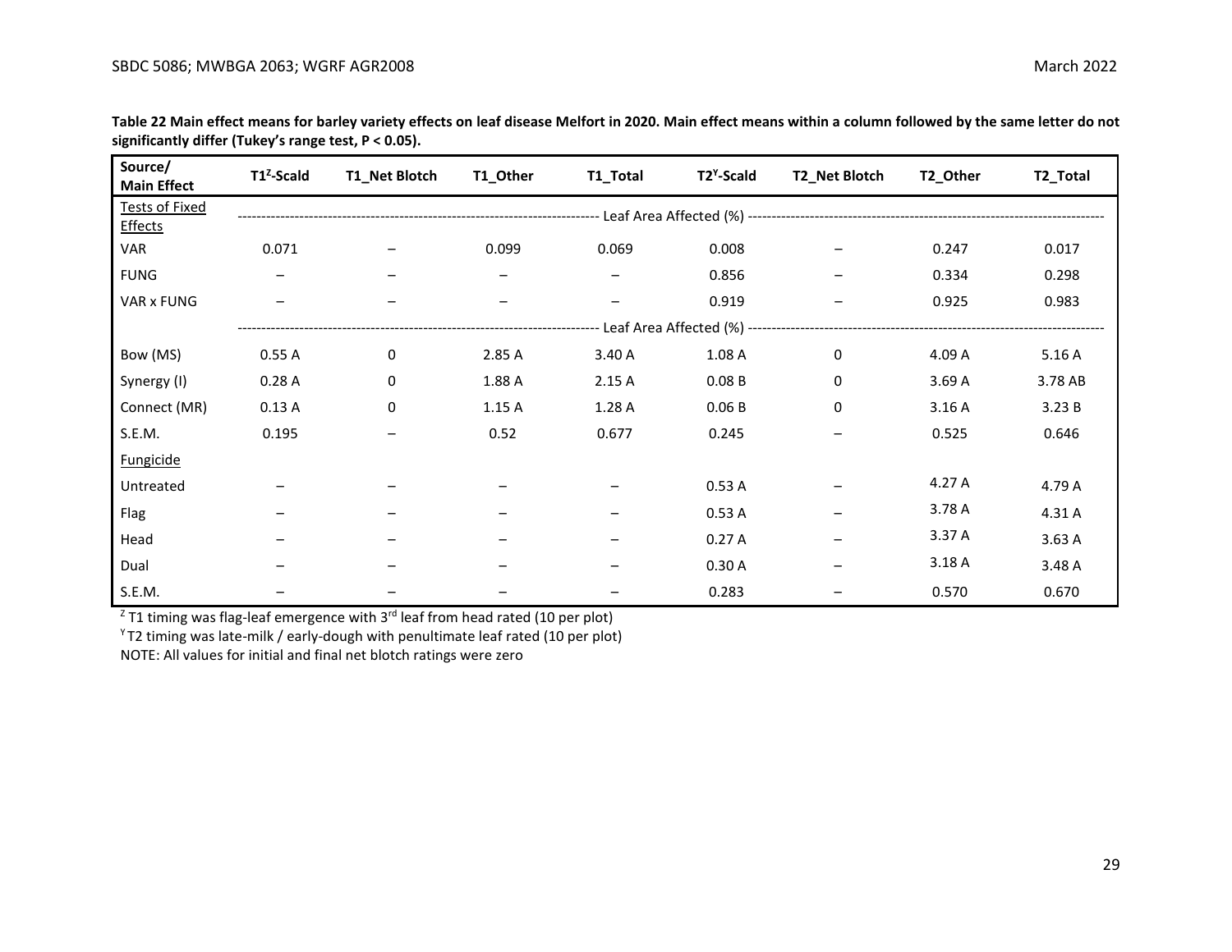**Table 22 Main effect means for barley variety effects on leaf disease Melfort in 2020. Main effect means within a column followed by the same letter do not significantly differ (Tukey's range test, P < 0.05).**

| Source/ Main Effect | T1[Z]-Scald | T1_Net Blotch | T1_Other | T1_Total | T2[Y]-Scald | T2_Net Blotch | T2_Other | T2_Total |
|---|---|---|---|---|---|---|---|---|
| Tests of Fixed Effects | Leaf Area Affected (%) | | | | | | | |
| VAR | 0.071 | – | 0.099 | 0.069 | 0.008 | – | 0.247 | 0.017 |
| FUNG | – | – | – | – | 0.856 | – | 0.334 | 0.298 |
| VAR x FUNG | – | – | – | – | 0.919 | – | 0.925 | 0.983 |
| | Leaf Area Affected (%) | | | | | | | |
| Bow (MS) | 0.55 A | 0 | 2.85 A | 3.40 A | 1.08 A | 0 | 4.09 A | 5.16 A |
| Synergy (I) | 0.28 A | 0 | 1.88 A | 2.15 A | 0.08 B | 0 | 3.69 A | 3.78 AB |
| Connect (MR) | 0.13 A | 0 | 1.15 A | 1.28 A | 0.06 B | 0 | 3.16 A | 3.23 B |
| S.E.M. | 0.195 | – | 0.52 | 0.677 | 0.245 | – | 0.525 | 0.646 |
| Fungicide | | | | | | | | |
| Untreated | – | – | – | – | 0.53 A | – | 4.27 A | 4.79 A |
| Flag | – | – | – | – | 0.53 A | – | 3.78 A | 4.31 A |
| Head | – | – | – | – | 0.27 A | – | 3.37 A | 3.63 A |
| Dual | – | – | – | – | 0.30 A | – | 3.18 A | 3.48 A |
| S.E.M. | – | – | – | – | 0.283 | – | 0.570 | 0.670 |

[Z] T1 timing was flag-leaf emergence with 3rd leaf from head rated (10 per plot)

[Y] T2 timing was late-milk / early-dough with penultimate leaf rated (10 per plot)

NOTE: All values for initial and final net blotch ratings were zero